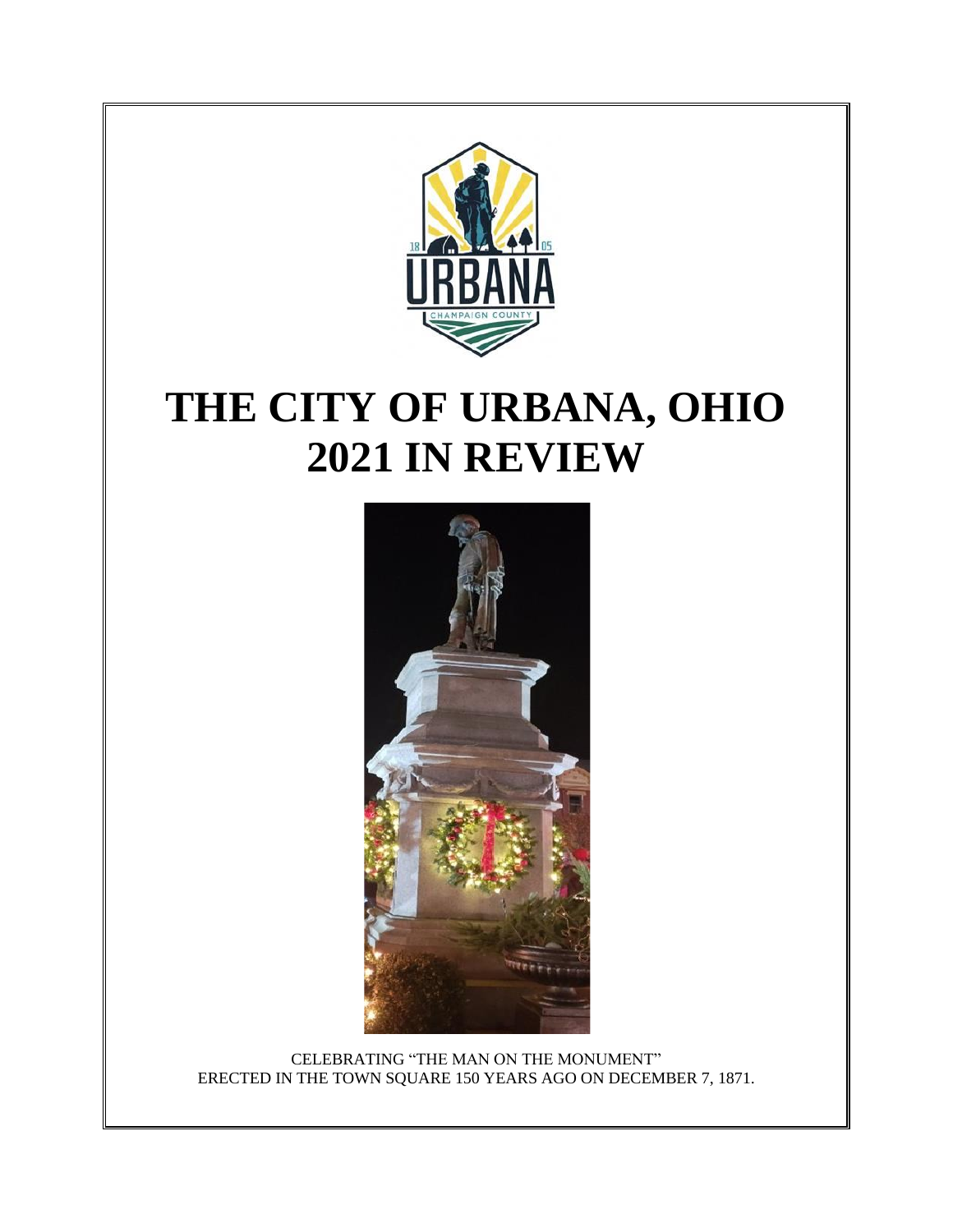# THE CITY OF URBANA, OHIO
# 2021 IN REVIEW

CELEBRATING "THE MAN ON THE MONUMENT"
ERECTED IN THE TOWN SQUARE 150 YEARS AGO ON DECEMBER 7, 1871.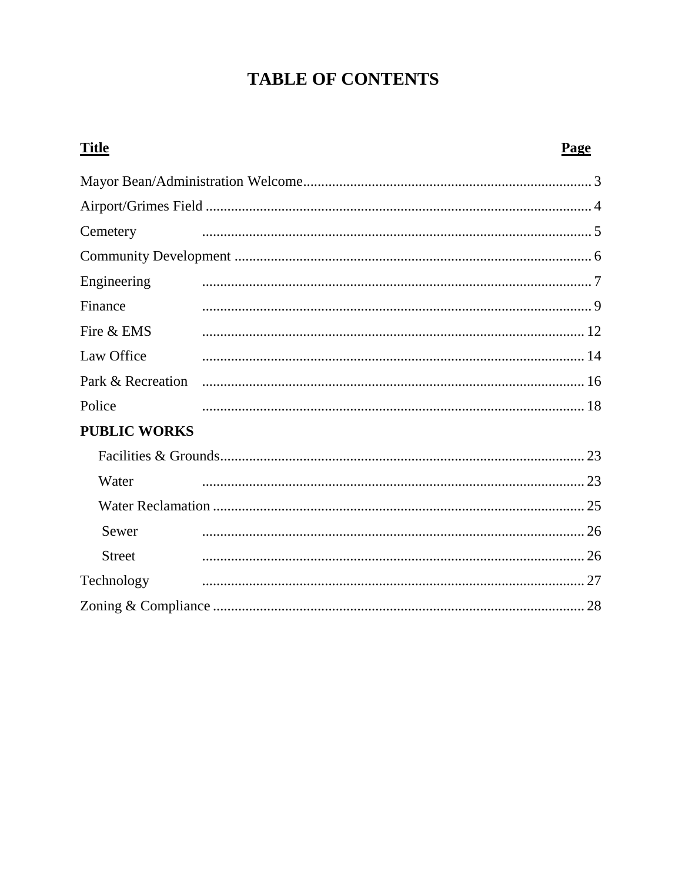# TABLE OF CONTENTS

| Title | Page |
|---|---|
| Mayor Bean/Administration Welcome | 3 |
| Airport/Grimes Field | 4 |
| Cemetery | 5 |
| Community Development | 6 |
| Engineering | 7 |
| Finance | 9 |
| Fire & EMS | 12 |
| Law Office | 14 |
| Park & Recreation | 16 |
| Police | 18 |
| **PUBLIC WORKS** | |
| Facilities & Grounds | 23 |
| Water | 23 |
| Water Reclamation | 25 |
| Sewer | 26 |
| Street | 26 |
| Technology | 27 |
| Zoning & Compliance | 28 |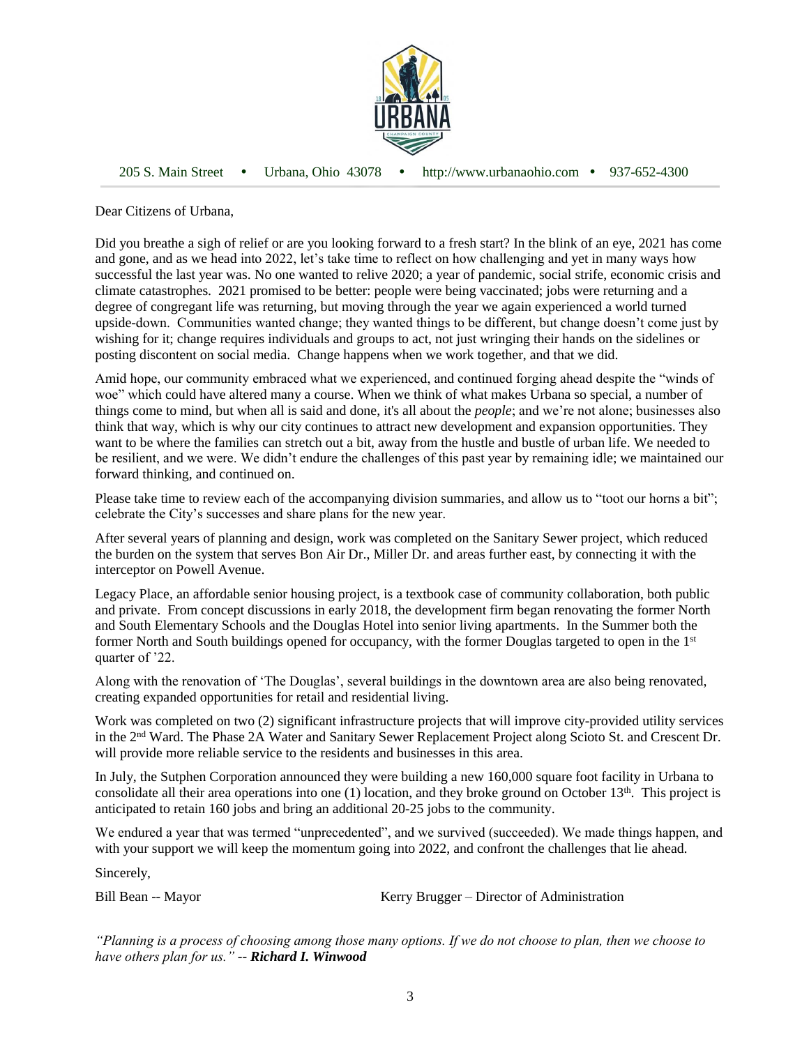205 S. Main Street • Urbana, Ohio 43078 • http://www.urbanaohio.com • 937-652-4300

Dear Citizens of Urbana,

Did you breathe a sigh of relief or are you looking forward to a fresh start? In the blink of an eye, 2021 has come and gone, and as we head into 2022, let's take time to reflect on how challenging and yet in many ways how successful the last year was. No one wanted to relive 2020; a year of pandemic, social strife, economic crisis and climate catastrophes. 2021 promised to be better: people were being vaccinated; jobs were returning and a degree of congregant life was returning, but moving through the year we again experienced a world turned upside-down. Communities wanted change; they wanted things to be different, but change doesn't come just by wishing for it; change requires individuals and groups to act, not just wringing their hands on the sidelines or posting discontent on social media. Change happens when we work together, and that we did.

Amid hope, our community embraced what we experienced, and continued forging ahead despite the "winds of woe" which could have altered many a course. When we think of what makes Urbana so special, a number of things come to mind, but when all is said and done, it's all about the *people*; and we're not alone; businesses also think that way, which is why our city continues to attract new development and expansion opportunities. They want to be where the families can stretch out a bit, away from the hustle and bustle of urban life. We needed to be resilient, and we were. We didn't endure the challenges of this past year by remaining idle; we maintained our forward thinking, and continued on.

Please take time to review each of the accompanying division summaries, and allow us to "toot our horns a bit"; celebrate the City's successes and share plans for the new year.

After several years of planning and design, work was completed on the Sanitary Sewer project, which reduced the burden on the system that serves Bon Air Dr., Miller Dr. and areas further east, by connecting it with the interceptor on Powell Avenue.

Legacy Place, an affordable senior housing project, is a textbook case of community collaboration, both public and private. From concept discussions in early 2018, the development firm began renovating the former North and South Elementary Schools and the Douglas Hotel into senior living apartments. In the Summer both the former North and South buildings opened for occupancy, with the former Douglas targeted to open in the 1st quarter of '22.

Along with the renovation of 'The Douglas', several buildings in the downtown area are also being renovated, creating expanded opportunities for retail and residential living.

Work was completed on two (2) significant infrastructure projects that will improve city-provided utility services in the 2nd Ward. The Phase 2A Water and Sanitary Sewer Replacement Project along Scioto St. and Crescent Dr. will provide more reliable service to the residents and businesses in this area.

In July, the Sutphen Corporation announced they were building a new 160,000 square foot facility in Urbana to consolidate all their area operations into one (1) location, and they broke ground on October 13th. This project is anticipated to retain 160 jobs and bring an additional 20-25 jobs to the community.

We endured a year that was termed "unprecedented", and we survived (succeeded). We made things happen, and with your support we will keep the momentum going into 2022, and confront the challenges that lie ahead.

Sincerely,

Bill Bean -- Mayor

Kerry Brugger – Director of Administration

*"Planning is a process of choosing among those many options. If we do not choose to plan, then we choose to have others plan for us."* -- ***Richard I. Winwood***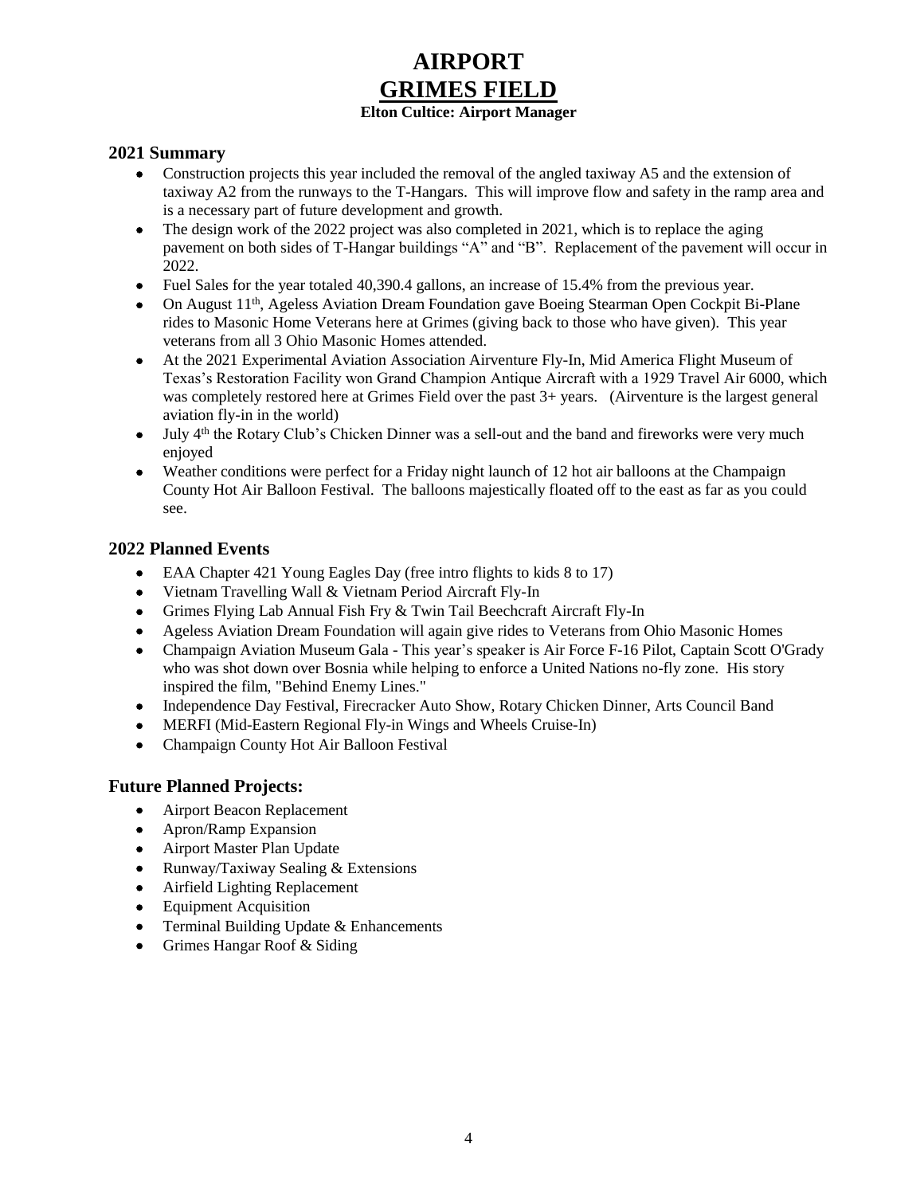# AIRPORT

## GRIMES FIELD

**Elton Cultice: Airport Manager**

### 2021 Summary

- Construction projects this year included the removal of the angled taxiway A5 and the extension of taxiway A2 from the runways to the T-Hangars. This will improve flow and safety in the ramp area and is a necessary part of future development and growth.
- The design work of the 2022 project was also completed in 2021, which is to replace the aging pavement on both sides of T-Hangar buildings "A" and "B". Replacement of the pavement will occur in 2022.
- Fuel Sales for the year totaled 40,390.4 gallons, an increase of 15.4% from the previous year.
- On August 11th, Ageless Aviation Dream Foundation gave Boeing Stearman Open Cockpit Bi-Plane rides to Masonic Home Veterans here at Grimes (giving back to those who have given). This year veterans from all 3 Ohio Masonic Homes attended.
- At the 2021 Experimental Aviation Association Airventure Fly-In, Mid America Flight Museum of Texas's Restoration Facility won Grand Champion Antique Aircraft with a 1929 Travel Air 6000, which was completely restored here at Grimes Field over the past 3+ years. (Airventure is the largest general aviation fly-in in the world)
- July 4th the Rotary Club's Chicken Dinner was a sell-out and the band and fireworks were very much enjoyed
- Weather conditions were perfect for a Friday night launch of 12 hot air balloons at the Champaign County Hot Air Balloon Festival. The balloons majestically floated off to the east as far as you could see.

### 2022 Planned Events

- EAA Chapter 421 Young Eagles Day (free intro flights to kids 8 to 17)
- Vietnam Travelling Wall & Vietnam Period Aircraft Fly-In
- Grimes Flying Lab Annual Fish Fry & Twin Tail Beechcraft Aircraft Fly-In
- Ageless Aviation Dream Foundation will again give rides to Veterans from Ohio Masonic Homes
- Champaign Aviation Museum Gala - This year's speaker is Air Force F-16 Pilot, Captain Scott O'Grady who was shot down over Bosnia while helping to enforce a United Nations no-fly zone. His story inspired the film, "Behind Enemy Lines."
- Independence Day Festival, Firecracker Auto Show, Rotary Chicken Dinner, Arts Council Band
- MERFI (Mid-Eastern Regional Fly-in Wings and Wheels Cruise-In)
- Champaign County Hot Air Balloon Festival

### Future Planned Projects:

- Airport Beacon Replacement
- Apron/Ramp Expansion
- Airport Master Plan Update
- Runway/Taxiway Sealing & Extensions
- Airfield Lighting Replacement
- Equipment Acquisition
- Terminal Building Update & Enhancements
- Grimes Hangar Roof & Siding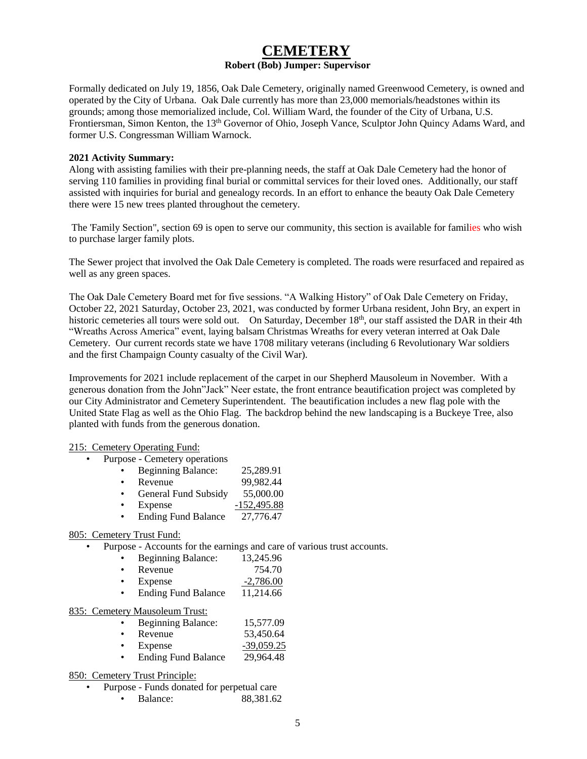# CEMETERY

**Robert (Bob) Jumper: Supervisor**

Formally dedicated on July 19, 1856, Oak Dale Cemetery, originally named Greenwood Cemetery, is owned and operated by the City of Urbana. Oak Dale currently has more than 23,000 memorials/headstones within its grounds; among those memorialized include, Col. William Ward, the founder of the City of Urbana, U.S. Frontiersman, Simon Kenton, the 13th Governor of Ohio, Joseph Vance, Sculptor John Quincy Adams Ward, and former U.S. Congressman William Warnock.

**2021 Activity Summary:**
Along with assisting families with their pre-planning needs, the staff at Oak Dale Cemetery had the honor of serving 110 families in providing final burial or committal services for their loved ones. Additionally, our staff assisted with inquiries for burial and genealogy records. In an effort to enhance the beauty Oak Dale Cemetery there were 15 new trees planted throughout the cemetery.

The 'Family Section", section 69 is open to serve our community, this section is available for families who wish to purchase larger family plots.

The Sewer project that involved the Oak Dale Cemetery is completed. The roads were resurfaced and repaired as well as any green spaces.

The Oak Dale Cemetery Board met for five sessions. "A Walking History" of Oak Dale Cemetery on Friday, October 22, 2021 Saturday, October 23, 2021, was conducted by former Urbana resident, John Bry, an expert in historic cemeteries all tours were sold out. On Saturday, December 18th, our staff assisted the DAR in their 4th "Wreaths Across America" event, laying balsam Christmas Wreaths for every veteran interred at Oak Dale Cemetery. Our current records state we have 1708 military veterans (including 6 Revolutionary War soldiers and the first Champaign County casualty of the Civil War).

Improvements for 2021 include replacement of the carpet in our Shepherd Mausoleum in November. With a generous donation from the John"Jack" Neer estate, the front entrance beautification project was completed by our City Administrator and Cemetery Superintendent. The beautification includes a new flag pole with the United State Flag as well as the Ohio Flag. The backdrop behind the new landscaping is a Buckeye Tree, also planted with funds from the generous donation.

215: Cemetery Operating Fund:

- Purpose - Cemetery operations
  - Beginning Balance: 25,289.91
  - Revenue 99,982.44
  - General Fund Subsidy 55,000.00
  - Expense -152,495.88
  - Ending Fund Balance 27,776.47

805: Cemetery Trust Fund:

- Purpose - Accounts for the earnings and care of various trust accounts.
  - Beginning Balance: 13,245.96
  - Revenue 754.70
  - Expense -2,786.00
  - Ending Fund Balance 11,214.66

835: Cemetery Mausoleum Trust:

- Beginning Balance: 15,577.09
- Revenue 53,450.64
- Expense -39,059.25
- Ending Fund Balance 29,964.48

850: Cemetery Trust Principle:

- Purpose - Funds donated for perpetual care
  - Balance: 88,381.62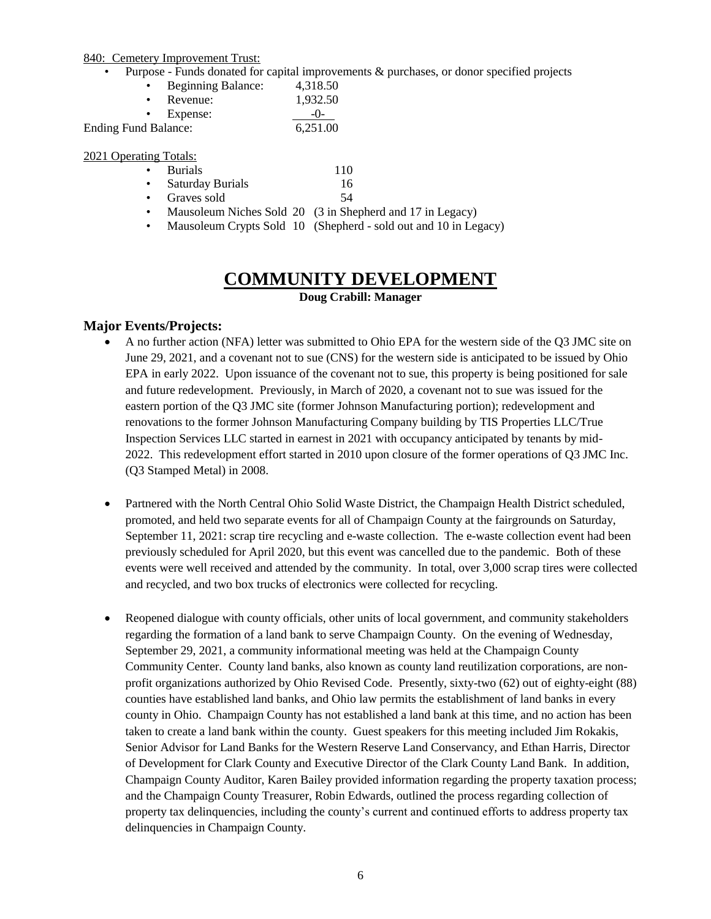840: Cemetery Improvement Trust:

- Purpose - Funds donated for capital improvements & purchases, or donor specified projects
  - Beginning Balance: 4,318.50
  - Revenue: 1,932.50
  - Expense: -0-

Ending Fund Balance: 6,251.00

2021 Operating Totals:

- Burials 110
- Saturday Burials 16
- Graves sold 54
- Mausoleum Niches Sold 20 (3 in Shepherd and 17 in Legacy)
- Mausoleum Crypts Sold 10 (Shepherd - sold out and 10 in Legacy)

# COMMUNITY DEVELOPMENT

**Doug Crabill: Manager**

## Major Events/Projects:

- A no further action (NFA) letter was submitted to Ohio EPA for the western side of the Q3 JMC site on June 29, 2021, and a covenant not to sue (CNS) for the western side is anticipated to be issued by Ohio EPA in early 2022. Upon issuance of the covenant not to sue, this property is being positioned for sale and future redevelopment. Previously, in March of 2020, a covenant not to sue was issued for the eastern portion of the Q3 JMC site (former Johnson Manufacturing portion); redevelopment and renovations to the former Johnson Manufacturing Company building by TIS Properties LLC/True Inspection Services LLC started in earnest in 2021 with occupancy anticipated by tenants by mid-2022. This redevelopment effort started in 2010 upon closure of the former operations of Q3 JMC Inc. (Q3 Stamped Metal) in 2008.

- Partnered with the North Central Ohio Solid Waste District, the Champaign Health District scheduled, promoted, and held two separate events for all of Champaign County at the fairgrounds on Saturday, September 11, 2021: scrap tire recycling and e-waste collection. The e-waste collection event had been previously scheduled for April 2020, but this event was cancelled due to the pandemic. Both of these events were well received and attended by the community. In total, over 3,000 scrap tires were collected and recycled, and two box trucks of electronics were collected for recycling.

- Reopened dialogue with county officials, other units of local government, and community stakeholders regarding the formation of a land bank to serve Champaign County. On the evening of Wednesday, September 29, 2021, a community informational meeting was held at the Champaign County Community Center. County land banks, also known as county land reutilization corporations, are non-profit organizations authorized by Ohio Revised Code. Presently, sixty-two (62) out of eighty-eight (88) counties have established land banks, and Ohio law permits the establishment of land banks in every county in Ohio. Champaign County has not established a land bank at this time, and no action has been taken to create a land bank within the county. Guest speakers for this meeting included Jim Rokakis, Senior Advisor for Land Banks for the Western Reserve Land Conservancy, and Ethan Harris, Director of Development for Clark County and Executive Director of the Clark County Land Bank. In addition, Champaign County Auditor, Karen Bailey provided information regarding the property taxation process; and the Champaign County Treasurer, Robin Edwards, outlined the process regarding collection of property tax delinquencies, including the county's current and continued efforts to address property tax delinquencies in Champaign County.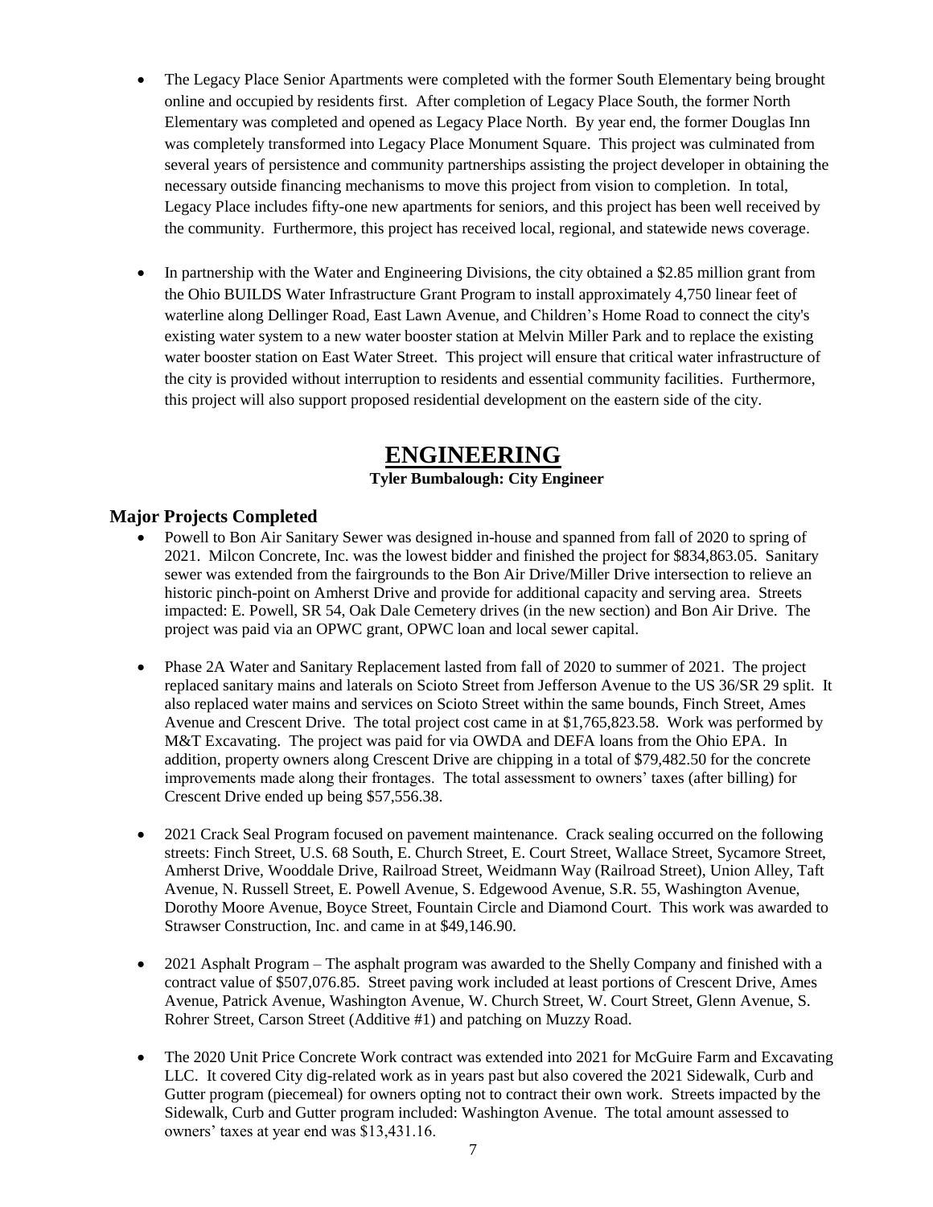- The Legacy Place Senior Apartments were completed with the former South Elementary being brought online and occupied by residents first. After completion of Legacy Place South, the former North Elementary was completed and opened as Legacy Place North. By year end, the former Douglas Inn was completely transformed into Legacy Place Monument Square. This project was culminated from several years of persistence and community partnerships assisting the project developer in obtaining the necessary outside financing mechanisms to move this project from vision to completion. In total, Legacy Place includes fifty-one new apartments for seniors, and this project has been well received by the community. Furthermore, this project has received local, regional, and statewide news coverage.

- In partnership with the Water and Engineering Divisions, the city obtained a $2.85 million grant from the Ohio BUILDS Water Infrastructure Grant Program to install approximately 4,750 linear feet of waterline along Dellinger Road, East Lawn Avenue, and Children's Home Road to connect the city's existing water system to a new water booster station at Melvin Miller Park and to replace the existing water booster station on East Water Street. This project will ensure that critical water infrastructure of the city is provided without interruption to residents and essential community facilities. Furthermore, this project will also support proposed residential development on the eastern side of the city.

# ENGINEERING

**Tyler Bumbalough: City Engineer**

## Major Projects Completed

- Powell to Bon Air Sanitary Sewer was designed in-house and spanned from fall of 2020 to spring of 2021. Milcon Concrete, Inc. was the lowest bidder and finished the project for $834,863.05. Sanitary sewer was extended from the fairgrounds to the Bon Air Drive/Miller Drive intersection to relieve an historic pinch-point on Amherst Drive and provide for additional capacity and serving area. Streets impacted: E. Powell, SR 54, Oak Dale Cemetery drives (in the new section) and Bon Air Drive. The project was paid via an OPWC grant, OPWC loan and local sewer capital.

- Phase 2A Water and Sanitary Replacement lasted from fall of 2020 to summer of 2021. The project replaced sanitary mains and laterals on Scioto Street from Jefferson Avenue to the US 36/SR 29 split. It also replaced water mains and services on Scioto Street within the same bounds, Finch Street, Ames Avenue and Crescent Drive. The total project cost came in at $1,765,823.58. Work was performed by M&T Excavating. The project was paid for via OWDA and DEFA loans from the Ohio EPA. In addition, property owners along Crescent Drive are chipping in a total of $79,482.50 for the concrete improvements made along their frontages. The total assessment to owners' taxes (after billing) for Crescent Drive ended up being $57,556.38.

- 2021 Crack Seal Program focused on pavement maintenance. Crack sealing occurred on the following streets: Finch Street, U.S. 68 South, E. Church Street, E. Court Street, Wallace Street, Sycamore Street, Amherst Drive, Wooddale Drive, Railroad Street, Weidmann Way (Railroad Street), Union Alley, Taft Avenue, N. Russell Street, E. Powell Avenue, S. Edgewood Avenue, S.R. 55, Washington Avenue, Dorothy Moore Avenue, Boyce Street, Fountain Circle and Diamond Court. This work was awarded to Strawser Construction, Inc. and came in at $49,146.90.

- 2021 Asphalt Program – The asphalt program was awarded to the Shelly Company and finished with a contract value of $507,076.85. Street paving work included at least portions of Crescent Drive, Ames Avenue, Patrick Avenue, Washington Avenue, W. Church Street, W. Court Street, Glenn Avenue, S. Rohrer Street, Carson Street (Additive #1) and patching on Muzzy Road.

- The 2020 Unit Price Concrete Work contract was extended into 2021 for McGuire Farm and Excavating LLC. It covered City dig-related work as in years past but also covered the 2021 Sidewalk, Curb and Gutter program (piecemeal) for owners opting not to contract their own work. Streets impacted by the Sidewalk, Curb and Gutter program included: Washington Avenue. The total amount assessed to owners' taxes at year end was $13,431.16.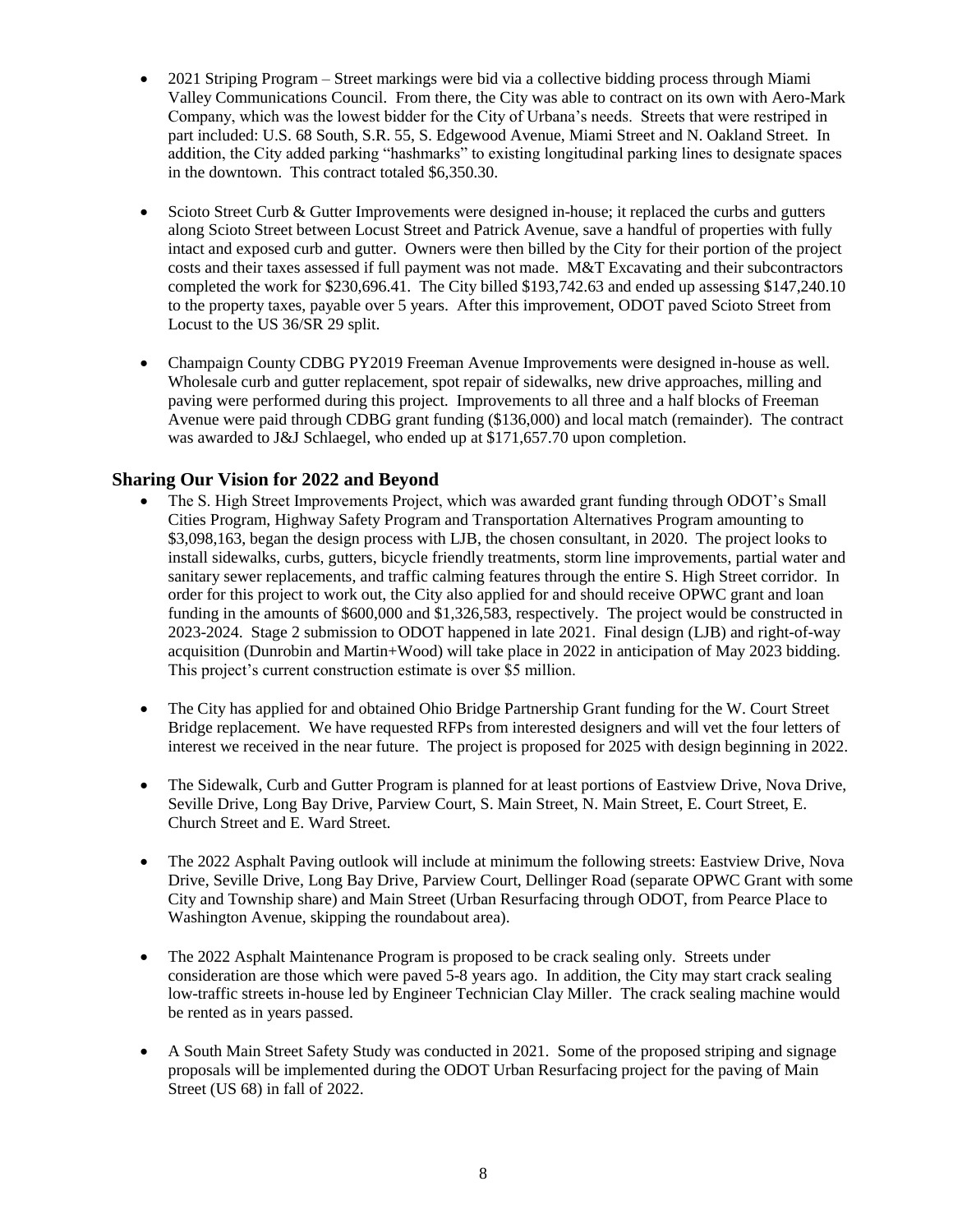- 2021 Striping Program – Street markings were bid via a collective bidding process through Miami Valley Communications Council. From there, the City was able to contract on its own with Aero-Mark Company, which was the lowest bidder for the City of Urbana's needs. Streets that were restriped in part included: U.S. 68 South, S.R. 55, S. Edgewood Avenue, Miami Street and N. Oakland Street. In addition, the City added parking "hashmarks" to existing longitudinal parking lines to designate spaces in the downtown. This contract totaled $6,350.30.

- Scioto Street Curb & Gutter Improvements were designed in-house; it replaced the curbs and gutters along Scioto Street between Locust Street and Patrick Avenue, save a handful of properties with fully intact and exposed curb and gutter. Owners were then billed by the City for their portion of the project costs and their taxes assessed if full payment was not made. M&T Excavating and their subcontractors completed the work for $230,696.41. The City billed $193,742.63 and ended up assessing $147,240.10 to the property taxes, payable over 5 years. After this improvement, ODOT paved Scioto Street from Locust to the US 36/SR 29 split.

- Champaign County CDBG PY2019 Freeman Avenue Improvements were designed in-house as well. Wholesale curb and gutter replacement, spot repair of sidewalks, new drive approaches, milling and paving were performed during this project. Improvements to all three and a half blocks of Freeman Avenue were paid through CDBG grant funding ($136,000) and local match (remainder). The contract was awarded to J&J Schlaegel, who ended up at $171,657.70 upon completion.

## Sharing Our Vision for 2022 and Beyond

- The S. High Street Improvements Project, which was awarded grant funding through ODOT's Small Cities Program, Highway Safety Program and Transportation Alternatives Program amounting to $3,098,163, began the design process with LJB, the chosen consultant, in 2020. The project looks to install sidewalks, curbs, gutters, bicycle friendly treatments, storm line improvements, partial water and sanitary sewer replacements, and traffic calming features through the entire S. High Street corridor. In order for this project to work out, the City also applied for and should receive OPWC grant and loan funding in the amounts of $600,000 and $1,326,583, respectively. The project would be constructed in 2023-2024. Stage 2 submission to ODOT happened in late 2021. Final design (LJB) and right-of-way acquisition (Dunrobin and Martin+Wood) will take place in 2022 in anticipation of May 2023 bidding. This project's current construction estimate is over $5 million.

- The City has applied for and obtained Ohio Bridge Partnership Grant funding for the W. Court Street Bridge replacement. We have requested RFPs from interested designers and will vet the four letters of interest we received in the near future. The project is proposed for 2025 with design beginning in 2022.

- The Sidewalk, Curb and Gutter Program is planned for at least portions of Eastview Drive, Nova Drive, Seville Drive, Long Bay Drive, Parview Court, S. Main Street, N. Main Street, E. Court Street, E. Church Street and E. Ward Street.

- The 2022 Asphalt Paving outlook will include at minimum the following streets: Eastview Drive, Nova Drive, Seville Drive, Long Bay Drive, Parview Court, Dellinger Road (separate OPWC Grant with some City and Township share) and Main Street (Urban Resurfacing through ODOT, from Pearce Place to Washington Avenue, skipping the roundabout area).

- The 2022 Asphalt Maintenance Program is proposed to be crack sealing only. Streets under consideration are those which were paved 5-8 years ago. In addition, the City may start crack sealing low-traffic streets in-house led by Engineer Technician Clay Miller. The crack sealing machine would be rented as in years passed.

- A South Main Street Safety Study was conducted in 2021. Some of the proposed striping and signage proposals will be implemented during the ODOT Urban Resurfacing project for the paving of Main Street (US 68) in fall of 2022.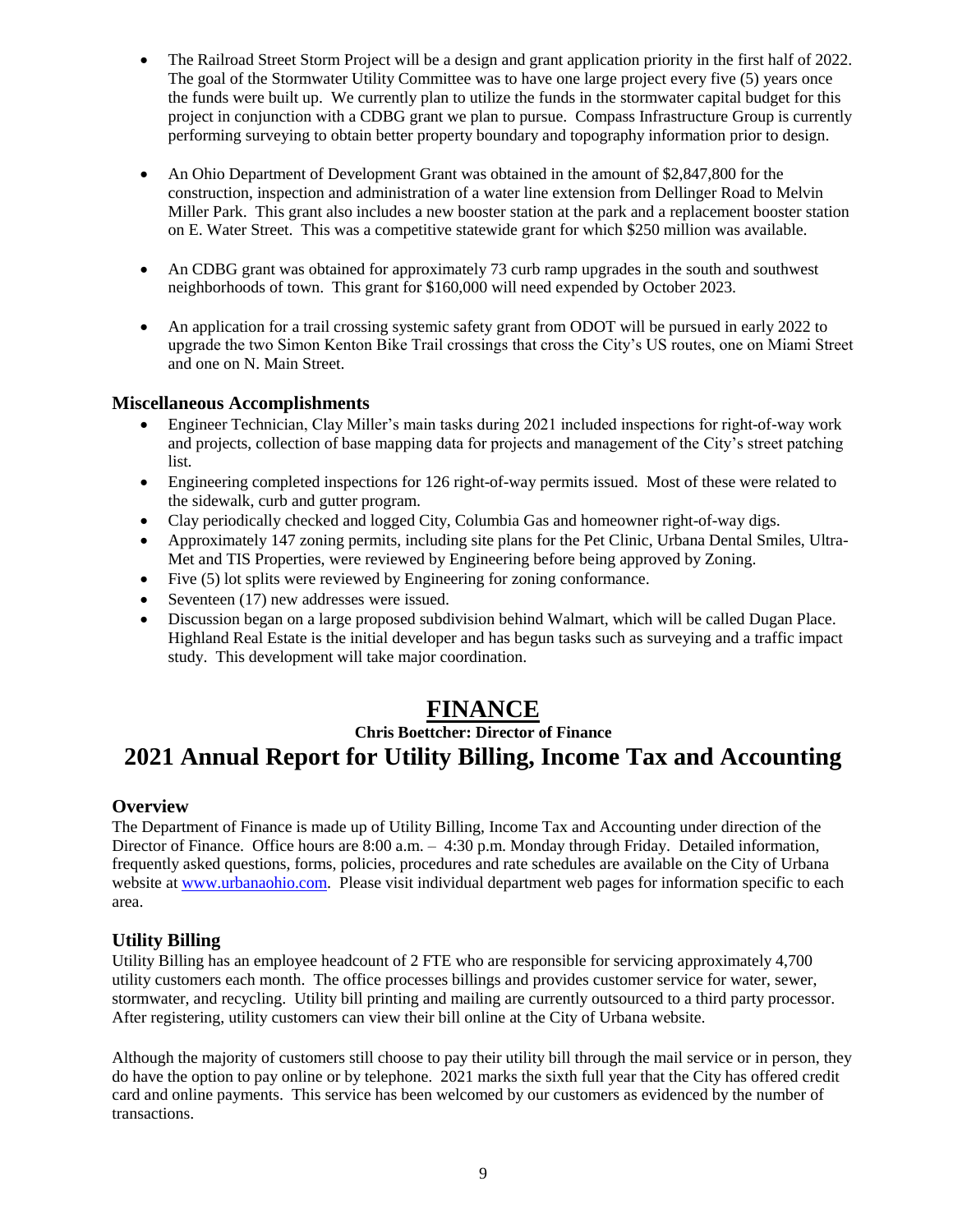- The Railroad Street Storm Project will be a design and grant application priority in the first half of 2022. The goal of the Stormwater Utility Committee was to have one large project every five (5) years once the funds were built up. We currently plan to utilize the funds in the stormwater capital budget for this project in conjunction with a CDBG grant we plan to pursue. Compass Infrastructure Group is currently performing surveying to obtain better property boundary and topography information prior to design.

- An Ohio Department of Development Grant was obtained in the amount of $2,847,800 for the construction, inspection and administration of a water line extension from Dellinger Road to Melvin Miller Park. This grant also includes a new booster station at the park and a replacement booster station on E. Water Street. This was a competitive statewide grant for which $250 million was available.

- An CDBG grant was obtained for approximately 73 curb ramp upgrades in the south and southwest neighborhoods of town. This grant for $160,000 will need expended by October 2023.

- An application for a trail crossing systemic safety grant from ODOT will be pursued in early 2022 to upgrade the two Simon Kenton Bike Trail crossings that cross the City's US routes, one on Miami Street and one on N. Main Street.

### Miscellaneous Accomplishments

- Engineer Technician, Clay Miller's main tasks during 2021 included inspections for right-of-way work and projects, collection of base mapping data for projects and management of the City's street patching list.
- Engineering completed inspections for 126 right-of-way permits issued. Most of these were related to the sidewalk, curb and gutter program.
- Clay periodically checked and logged City, Columbia Gas and homeowner right-of-way digs.
- Approximately 147 zoning permits, including site plans for the Pet Clinic, Urbana Dental Smiles, Ultra-Met and TIS Properties, were reviewed by Engineering before being approved by Zoning.
- Five (5) lot splits were reviewed by Engineering for zoning conformance.
- Seventeen (17) new addresses were issued.
- Discussion began on a large proposed subdivision behind Walmart, which will be called Dugan Place. Highland Real Estate is the initial developer and has begun tasks such as surveying and a traffic impact study. This development will take major coordination.

# FINANCE

**Chris Boettcher: Director of Finance**

## 2021 Annual Report for Utility Billing, Income Tax and Accounting

### Overview

The Department of Finance is made up of Utility Billing, Income Tax and Accounting under direction of the Director of Finance. Office hours are 8:00 a.m. – 4:30 p.m. Monday through Friday. Detailed information, frequently asked questions, forms, policies, procedures and rate schedules are available on the City of Urbana website at [www.urbanaohio.com](http://www.urbanaohio.com). Please visit individual department web pages for information specific to each area.

### Utility Billing

Utility Billing has an employee headcount of 2 FTE who are responsible for servicing approximately 4,700 utility customers each month. The office processes billings and provides customer service for water, sewer, stormwater, and recycling. Utility bill printing and mailing are currently outsourced to a third party processor. After registering, utility customers can view their bill online at the City of Urbana website.

Although the majority of customers still choose to pay their utility bill through the mail service or in person, they do have the option to pay online or by telephone. 2021 marks the sixth full year that the City has offered credit card and online payments. This service has been welcomed by our customers as evidenced by the number of transactions.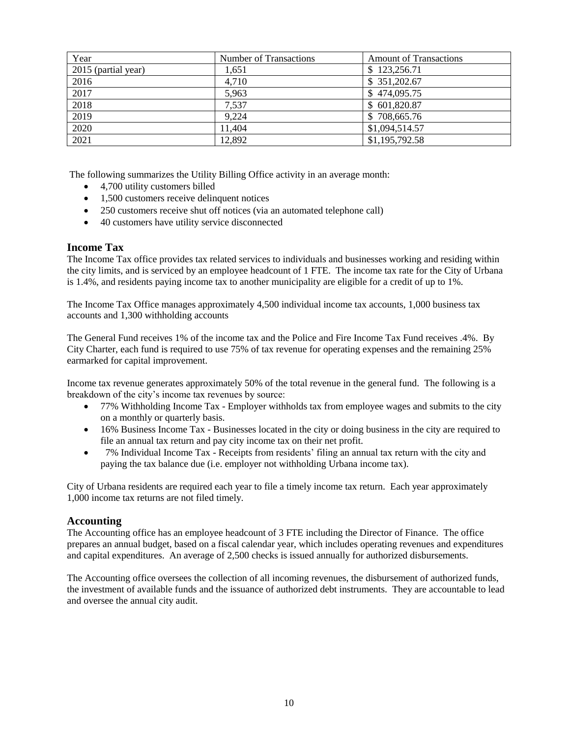| Year | Number of Transactions | Amount of Transactions |
|---|---|---|
| 2015 (partial year) | 1,651 | $ 123,256.71 |
| 2016 | 4,710 | $ 351,202.67 |
| 2017 | 5,963 | $ 474,095.75 |
| 2018 | 7,537 | $ 601,820.87 |
| 2019 | 9,224 | $ 708,665.76 |
| 2020 | 11,404 | $1,094,514.57 |
| 2021 | 12,892 | $1,195,792.58 |

The following summarizes the Utility Billing Office activity in an average month:

- 4,700 utility customers billed
- 1,500 customers receive delinquent notices
- 250 customers receive shut off notices (via an automated telephone call)
- 40 customers have utility service disconnected

## Income Tax

The Income Tax office provides tax related services to individuals and businesses working and residing within the city limits, and is serviced by an employee headcount of 1 FTE. The income tax rate for the City of Urbana is 1.4%, and residents paying income tax to another municipality are eligible for a credit of up to 1%.

The Income Tax Office manages approximately 4,500 individual income tax accounts, 1,000 business tax accounts and 1,300 withholding accounts

The General Fund receives 1% of the income tax and the Police and Fire Income Tax Fund receives .4%. By City Charter, each fund is required to use 75% of tax revenue for operating expenses and the remaining 25% earmarked for capital improvement.

Income tax revenue generates approximately 50% of the total revenue in the general fund. The following is a breakdown of the city's income tax revenues by source:

- 77% Withholding Income Tax - Employer withholds tax from employee wages and submits to the city on a monthly or quarterly basis.
- 16% Business Income Tax - Businesses located in the city or doing business in the city are required to file an annual tax return and pay city income tax on their net profit.
- 7% Individual Income Tax - Receipts from residents' filing an annual tax return with the city and paying the tax balance due (i.e. employer not withholding Urbana income tax).

City of Urbana residents are required each year to file a timely income tax return. Each year approximately 1,000 income tax returns are not filed timely.

## Accounting

The Accounting office has an employee headcount of 3 FTE including the Director of Finance. The office prepares an annual budget, based on a fiscal calendar year, which includes operating revenues and expenditures and capital expenditures. An average of 2,500 checks is issued annually for authorized disbursements.

The Accounting office oversees the collection of all incoming revenues, the disbursement of authorized funds, the investment of available funds and the issuance of authorized debt instruments. They are accountable to lead and oversee the annual city audit.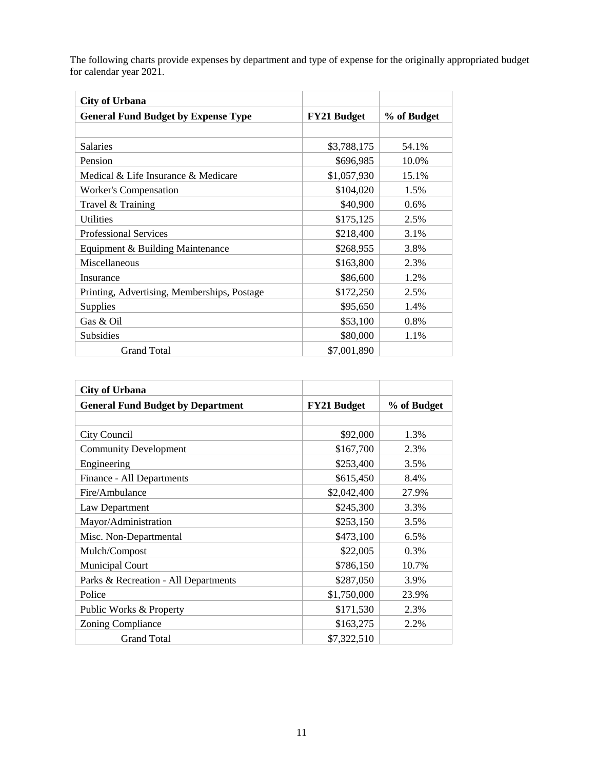The following charts provide expenses by department and type of expense for the originally appropriated budget for calendar year 2021.

| City of Urbana | | |
|---|---|---|
| **General Fund Budget by Expense Type** | **FY21 Budget** | **% of Budget** |
| | | |
| Salaries | $3,788,175 | 54.1% |
| Pension | $696,985 | 10.0% |
| Medical & Life Insurance & Medicare | $1,057,930 | 15.1% |
| Worker's Compensation | $104,020 | 1.5% |
| Travel & Training | $40,900 | 0.6% |
| Utilities | $175,125 | 2.5% |
| Professional Services | $218,400 | 3.1% |
| Equipment & Building Maintenance | $268,955 | 3.8% |
| Miscellaneous | $163,800 | 2.3% |
| Insurance | $86,600 | 1.2% |
| Printing, Advertising, Memberships, Postage | $172,250 | 2.5% |
| Supplies | $95,650 | 1.4% |
| Gas & Oil | $53,100 | 0.8% |
| Subsidies | $80,000 | 1.1% |
| Grand Total | $7,001,890 | |

| City of Urbana | | |
|---|---|---|
| **General Fund Budget by Department** | **FY21 Budget** | **% of Budget** |
| | | |
| City Council | $92,000 | 1.3% |
| Community Development | $167,700 | 2.3% |
| Engineering | $253,400 | 3.5% |
| Finance - All Departments | $615,450 | 8.4% |
| Fire/Ambulance | $2,042,400 | 27.9% |
| Law Department | $245,300 | 3.3% |
| Mayor/Administration | $253,150 | 3.5% |
| Misc. Non-Departmental | $473,100 | 6.5% |
| Mulch/Compost | $22,005 | 0.3% |
| Municipal Court | $786,150 | 10.7% |
| Parks & Recreation - All Departments | $287,050 | 3.9% |
| Police | $1,750,000 | 23.9% |
| Public Works & Property | $171,530 | 2.3% |
| Zoning Compliance | $163,275 | 2.2% |
| Grand Total | $7,322,510 | |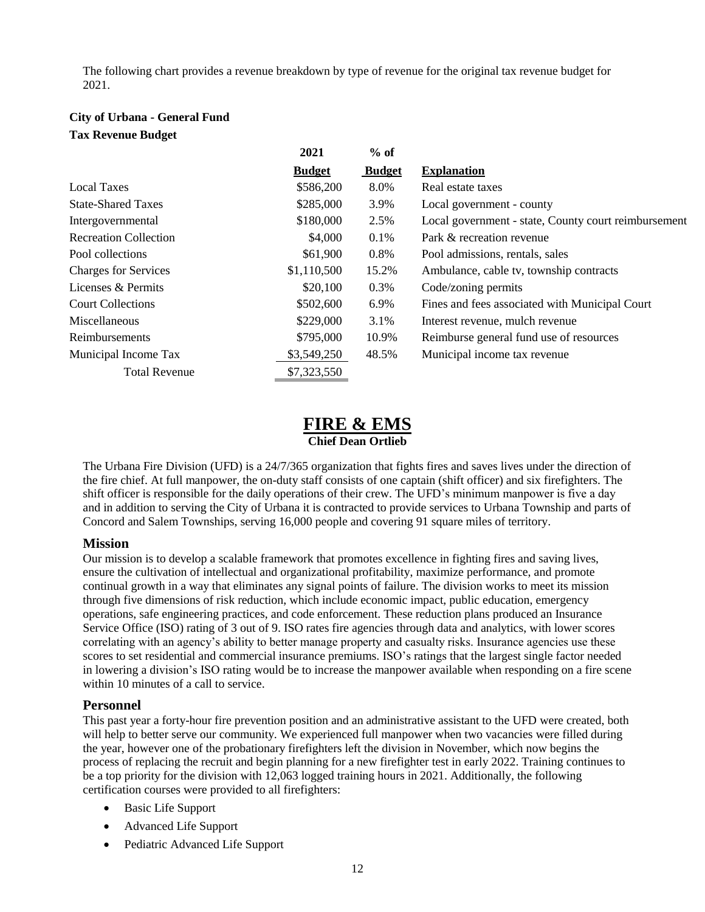The following chart provides a revenue breakdown by type of revenue for the original tax revenue budget for 2021.

**City of Urbana - General Fund**

**Tax Revenue Budget**

| | 2021 Budget | % of Budget | Explanation |
|---|---|---|---|
| Local Taxes | \$586,200 | 8.0% | Real estate taxes |
| State-Shared Taxes | \$285,000 | 3.9% | Local government - county |
| Intergovernmental | \$180,000 | 2.5% | Local government - state, County court reimbursement |
| Recreation Collection | \$4,000 | 0.1% | Park & recreation revenue |
| Pool collections | \$61,900 | 0.8% | Pool admissions, rentals, sales |
| Charges for Services | \$1,110,500 | 15.2% | Ambulance, cable tv, township contracts |
| Licenses & Permits | \$20,100 | 0.3% | Code/zoning permits |
| Court Collections | \$502,600 | 6.9% | Fines and fees associated with Municipal Court |
| Miscellaneous | \$229,000 | 3.1% | Interest revenue, mulch revenue |
| Reimbursements | \$795,000 | 10.9% | Reimburse general fund use of resources |
| Municipal Income Tax | \$3,549,250 | 48.5% | Municipal income tax revenue |
| Total Revenue | \$7,323,550 | | |

# FIRE & EMS

**Chief Dean Ortlieb**

The Urbana Fire Division (UFD) is a 24/7/365 organization that fights fires and saves lives under the direction of the fire chief. At full manpower, the on-duty staff consists of one captain (shift officer) and six firefighters. The shift officer is responsible for the daily operations of their crew. The UFD's minimum manpower is five a day and in addition to serving the City of Urbana it is contracted to provide services to Urbana Township and parts of Concord and Salem Townships, serving 16,000 people and covering 91 square miles of territory.

## Mission

Our mission is to develop a scalable framework that promotes excellence in fighting fires and saving lives, ensure the cultivation of intellectual and organizational profitability, maximize performance, and promote continual growth in a way that eliminates any signal points of failure. The division works to meet its mission through five dimensions of risk reduction, which include economic impact, public education, emergency operations, safe engineering practices, and code enforcement. These reduction plans produced an Insurance Service Office (ISO) rating of 3 out of 9. ISO rates fire agencies through data and analytics, with lower scores correlating with an agency's ability to better manage property and casualty risks. Insurance agencies use these scores to set residential and commercial insurance premiums. ISO's ratings that the largest single factor needed in lowering a division's ISO rating would be to increase the manpower available when responding on a fire scene within 10 minutes of a call to service.

## Personnel

This past year a forty-hour fire prevention position and an administrative assistant to the UFD were created, both will help to better serve our community. We experienced full manpower when two vacancies were filled during the year, however one of the probationary firefighters left the division in November, which now begins the process of replacing the recruit and begin planning for a new firefighter test in early 2022. Training continues to be a top priority for the division with 12,063 logged training hours in 2021. Additionally, the following certification courses were provided to all firefighters:

- Basic Life Support
- Advanced Life Support
- Pediatric Advanced Life Support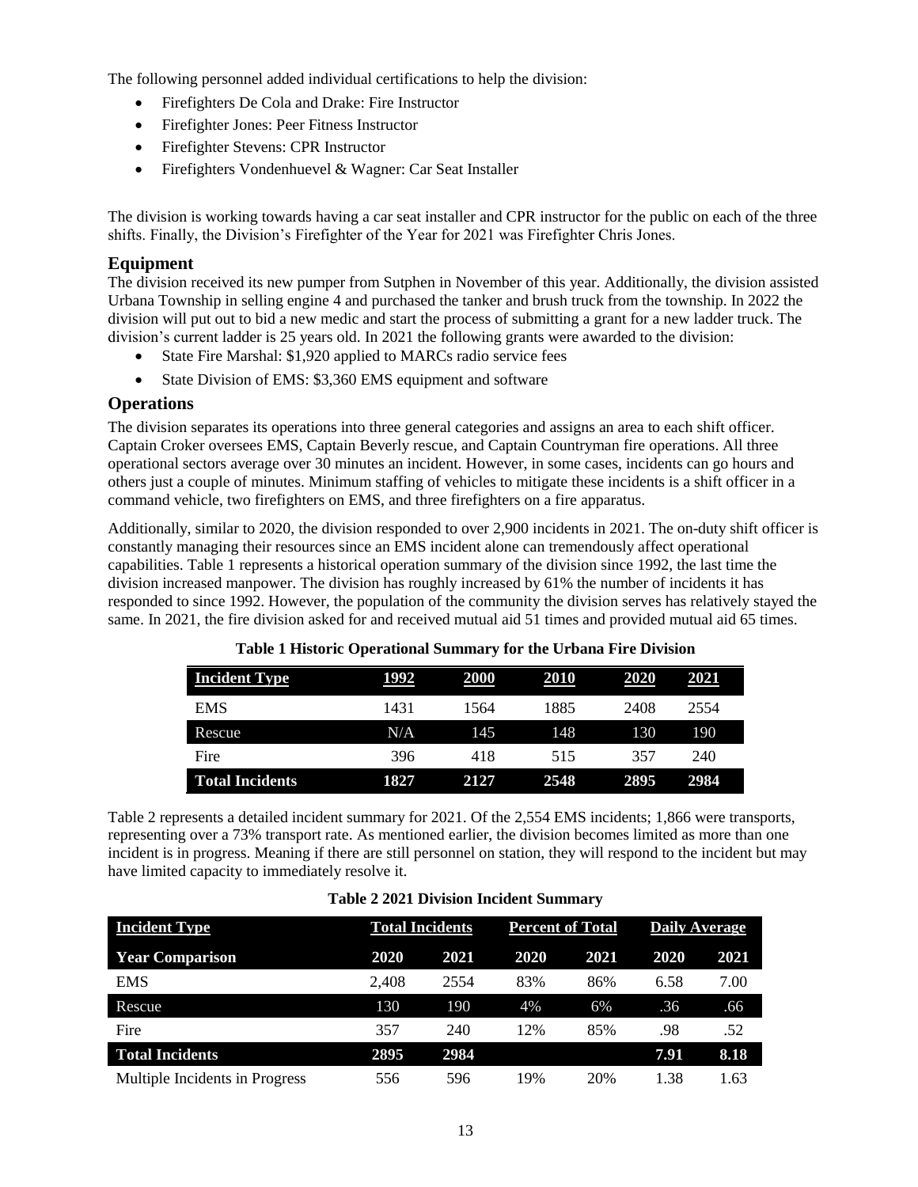The following personnel added individual certifications to help the division:

- Firefighters De Cola and Drake: Fire Instructor
- Firefighter Jones: Peer Fitness Instructor
- Firefighter Stevens: CPR Instructor
- Firefighters Vondenhuevel & Wagner: Car Seat Installer

The division is working towards having a car seat installer and CPR instructor for the public on each of the three shifts. Finally, the Division's Firefighter of the Year for 2021 was Firefighter Chris Jones.

## Equipment

The division received its new pumper from Sutphen in November of this year. Additionally, the division assisted Urbana Township in selling engine 4 and purchased the tanker and brush truck from the township. In 2022 the division will put out to bid a new medic and start the process of submitting a grant for a new ladder truck. The division's current ladder is 25 years old. In 2021 the following grants were awarded to the division:

- State Fire Marshal: $1,920 applied to MARCs radio service fees
- State Division of EMS: $3,360 EMS equipment and software

## Operations

The division separates its operations into three general categories and assigns an area to each shift officer. Captain Croker oversees EMS, Captain Beverly rescue, and Captain Countryman fire operations. All three operational sectors average over 30 minutes an incident. However, in some cases, incidents can go hours and others just a couple of minutes. Minimum staffing of vehicles to mitigate these incidents is a shift officer in a command vehicle, two firefighters on EMS, and three firefighters on a fire apparatus.

Additionally, similar to 2020, the division responded to over 2,900 incidents in 2021. The on-duty shift officer is constantly managing their resources since an EMS incident alone can tremendously affect operational capabilities. Table 1 represents a historical operation summary of the division since 1992, the last time the division increased manpower. The division has roughly increased by 61% the number of incidents it has responded to since 1992. However, the population of the community the division serves has relatively stayed the same. In 2021, the fire division asked for and received mutual aid 51 times and provided mutual aid 65 times.

**Table 1 Historic Operational Summary for the Urbana Fire Division**

| Incident Type | 1992 | 2000 | 2010 | 2020 | 2021 |
|---|---|---|---|---|---|
| EMS | 1431 | 1564 | 1885 | 2408 | 2554 |
| Rescue | N/A | 145 | 148 | 130 | 190 |
| Fire | 396 | 418 | 515 | 357 | 240 |
| **Total Incidents** | **1827** | **2127** | **2548** | **2895** | **2984** |

Table 2 represents a detailed incident summary for 2021. Of the 2,554 EMS incidents; 1,866 were transports, representing over a 73% transport rate. As mentioned earlier, the division becomes limited as more than one incident is in progress. Meaning if there are still personnel on station, they will respond to the incident but may have limited capacity to immediately resolve it.

**Table 2 2021 Division Incident Summary**

| Incident Type | Total Incidents | | Percent of Total | | Daily Average | |
|---|---|---|---|---|---|---|
| **Year Comparison** | **2020** | **2021** | **2020** | **2021** | **2020** | **2021** |
| EMS | 2,408 | 2554 | 83% | 86% | 6.58 | 7.00 |
| Rescue | 130 | 190 | 4% | 6% | .36 | .66 |
| Fire | 357 | 240 | 12% | 85% | .98 | .52 |
| **Total Incidents** | **2895** | **2984** | | | **7.91** | **8.18** |
| Multiple Incidents in Progress | 556 | 596 | 19% | 20% | 1.38 | 1.63 |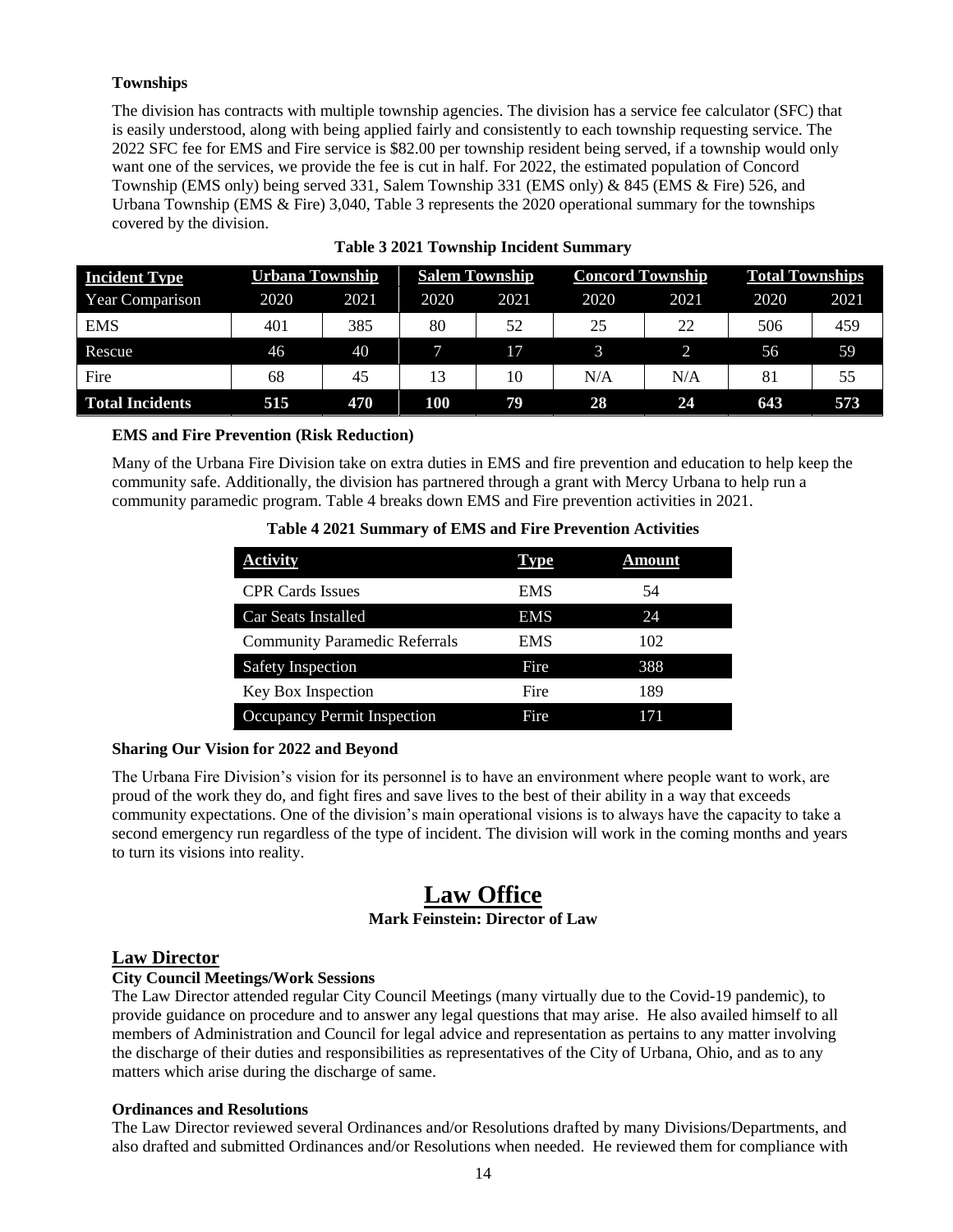### Townships

The division has contracts with multiple township agencies. The division has a service fee calculator (SFC) that is easily understood, along with being applied fairly and consistently to each township requesting service. The 2022 SFC fee for EMS and Fire service is $82.00 per township resident being served, if a township would only want one of the services, we provide the fee is cut in half. For 2022, the estimated population of Concord Township (EMS only) being served 331, Salem Township 331 (EMS only) & 845 (EMS & Fire) 526, and Urbana Township (EMS & Fire) 3,040, Table 3 represents the 2020 operational summary for the townships covered by the division.

**Table 3 2021 Township Incident Summary**

| Incident Type | Urbana Township | | Salem Township | | Concord Township | | Total Townships | |
|---|---|---|---|---|---|---|---|---|
| Year Comparison | 2020 | 2021 | 2020 | 2021 | 2020 | 2021 | 2020 | 2021 |
| EMS | 401 | 385 | 80 | 52 | 25 | 22 | 506 | 459 |
| Rescue | 46 | 40 | 7 | 17 | 3 | 2 | 56 | 59 |
| Fire | 68 | 45 | 13 | 10 | N/A | N/A | 81 | 55 |
| **Total Incidents** | **515** | **470** | **100** | **79** | **28** | **24** | **643** | **573** |

### EMS and Fire Prevention (Risk Reduction)

Many of the Urbana Fire Division take on extra duties in EMS and fire prevention and education to help keep the community safe. Additionally, the division has partnered through a grant with Mercy Urbana to help run a community paramedic program. Table 4 breaks down EMS and Fire prevention activities in 2021.

**Table 4 2021 Summary of EMS and Fire Prevention Activities**

| Activity | Type | Amount |
|---|---|---|
| CPR Cards Issues | EMS | 54 |
| Car Seats Installed | EMS | 24 |
| Community Paramedic Referrals | EMS | 102 |
| Safety Inspection | Fire | 388 |
| Key Box Inspection | Fire | 189 |
| Occupancy Permit Inspection | Fire | 171 |

### Sharing Our Vision for 2022 and Beyond

The Urbana Fire Division's vision for its personnel is to have an environment where people want to work, are proud of the work they do, and fight fires and save lives to the best of their ability in a way that exceeds community expectations. One of the division's main operational visions is to always have the capacity to take a second emergency run regardless of the type of incident. The division will work in the coming months and years to turn its visions into reality.

# Law Office

**Mark Feinstein: Director of Law**

## Law Director

### City Council Meetings/Work Sessions

The Law Director attended regular City Council Meetings (many virtually due to the Covid-19 pandemic), to provide guidance on procedure and to answer any legal questions that may arise. He also availed himself to all members of Administration and Council for legal advice and representation as pertains to any matter involving the discharge of their duties and responsibilities as representatives of the City of Urbana, Ohio, and as to any matters which arise during the discharge of same.

### Ordinances and Resolutions

The Law Director reviewed several Ordinances and/or Resolutions drafted by many Divisions/Departments, and also drafted and submitted Ordinances and/or Resolutions when needed. He reviewed them for compliance with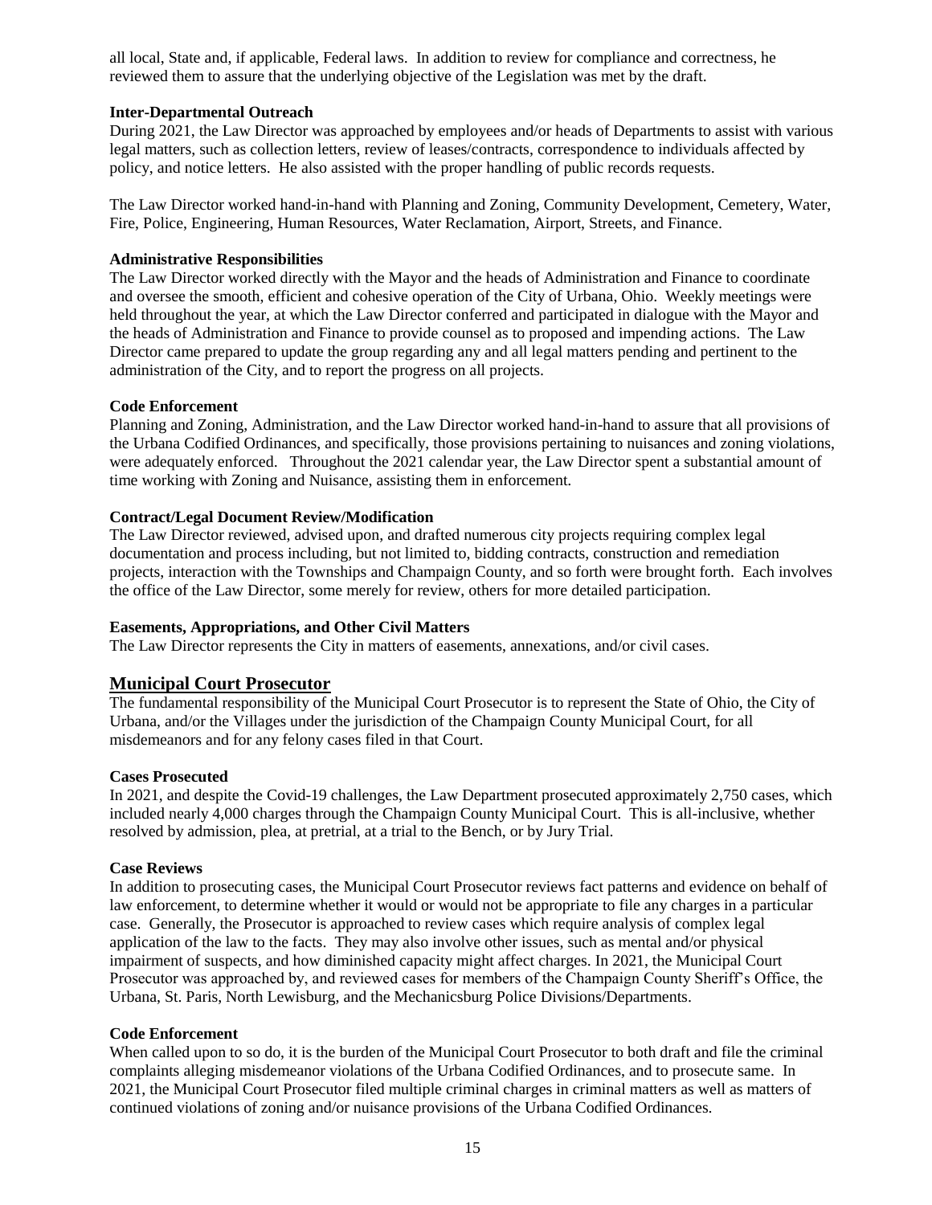all local, State and, if applicable, Federal laws. In addition to review for compliance and correctness, he reviewed them to assure that the underlying objective of the Legislation was met by the draft.

**Inter-Departmental Outreach**

During 2021, the Law Director was approached by employees and/or heads of Departments to assist with various legal matters, such as collection letters, review of leases/contracts, correspondence to individuals affected by policy, and notice letters. He also assisted with the proper handling of public records requests.

The Law Director worked hand-in-hand with Planning and Zoning, Community Development, Cemetery, Water, Fire, Police, Engineering, Human Resources, Water Reclamation, Airport, Streets, and Finance.

**Administrative Responsibilities**

The Law Director worked directly with the Mayor and the heads of Administration and Finance to coordinate and oversee the smooth, efficient and cohesive operation of the City of Urbana, Ohio. Weekly meetings were held throughout the year, at which the Law Director conferred and participated in dialogue with the Mayor and the heads of Administration and Finance to provide counsel as to proposed and impending actions. The Law Director came prepared to update the group regarding any and all legal matters pending and pertinent to the administration of the City, and to report the progress on all projects.

**Code Enforcement**

Planning and Zoning, Administration, and the Law Director worked hand-in-hand to assure that all provisions of the Urbana Codified Ordinances, and specifically, those provisions pertaining to nuisances and zoning violations, were adequately enforced. Throughout the 2021 calendar year, the Law Director spent a substantial amount of time working with Zoning and Nuisance, assisting them in enforcement.

**Contract/Legal Document Review/Modification**

The Law Director reviewed, advised upon, and drafted numerous city projects requiring complex legal documentation and process including, but not limited to, bidding contracts, construction and remediation projects, interaction with the Townships and Champaign County, and so forth were brought forth. Each involves the office of the Law Director, some merely for review, others for more detailed participation.

**Easements, Appropriations, and Other Civil Matters**

The Law Director represents the City in matters of easements, annexations, and/or civil cases.

## Municipal Court Prosecutor

The fundamental responsibility of the Municipal Court Prosecutor is to represent the State of Ohio, the City of Urbana, and/or the Villages under the jurisdiction of the Champaign County Municipal Court, for all misdemeanors and for any felony cases filed in that Court.

**Cases Prosecuted**

In 2021, and despite the Covid-19 challenges, the Law Department prosecuted approximately 2,750 cases, which included nearly 4,000 charges through the Champaign County Municipal Court. This is all-inclusive, whether resolved by admission, plea, at pretrial, at a trial to the Bench, or by Jury Trial.

**Case Reviews**

In addition to prosecuting cases, the Municipal Court Prosecutor reviews fact patterns and evidence on behalf of law enforcement, to determine whether it would or would not be appropriate to file any charges in a particular case. Generally, the Prosecutor is approached to review cases which require analysis of complex legal application of the law to the facts. They may also involve other issues, such as mental and/or physical impairment of suspects, and how diminished capacity might affect charges. In 2021, the Municipal Court Prosecutor was approached by, and reviewed cases for members of the Champaign County Sheriff's Office, the Urbana, St. Paris, North Lewisburg, and the Mechanicsburg Police Divisions/Departments.

**Code Enforcement**

When called upon to so do, it is the burden of the Municipal Court Prosecutor to both draft and file the criminal complaints alleging misdemeanor violations of the Urbana Codified Ordinances, and to prosecute same. In 2021, the Municipal Court Prosecutor filed multiple criminal charges in criminal matters as well as matters of continued violations of zoning and/or nuisance provisions of the Urbana Codified Ordinances.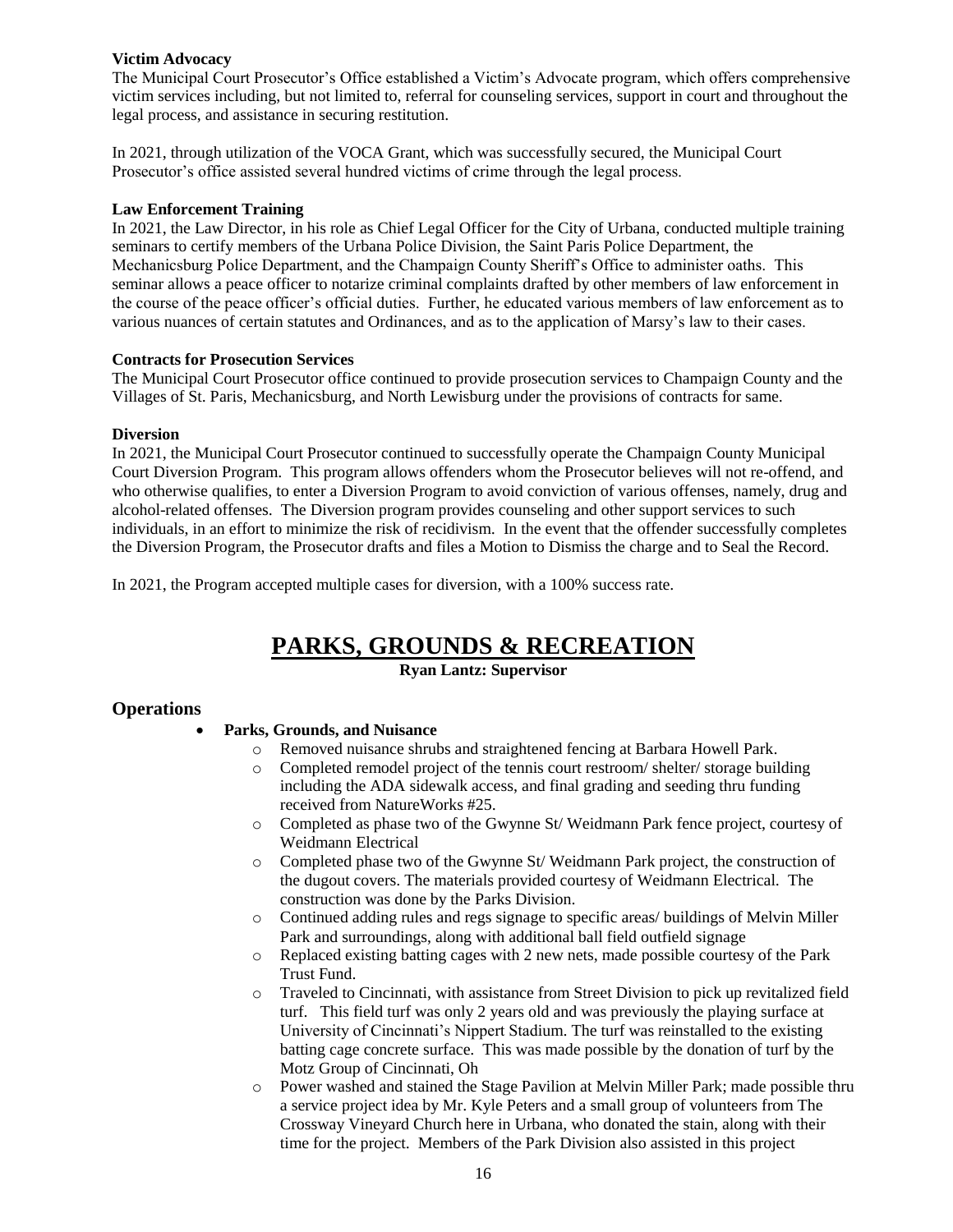**Victim Advocacy**

The Municipal Court Prosecutor's Office established a Victim's Advocate program, which offers comprehensive victim services including, but not limited to, referral for counseling services, support in court and throughout the legal process, and assistance in securing restitution.

In 2021, through utilization of the VOCA Grant, which was successfully secured, the Municipal Court Prosecutor's office assisted several hundred victims of crime through the legal process.

**Law Enforcement Training**

In 2021, the Law Director, in his role as Chief Legal Officer for the City of Urbana, conducted multiple training seminars to certify members of the Urbana Police Division, the Saint Paris Police Department, the Mechanicsburg Police Department, and the Champaign County Sheriff's Office to administer oaths. This seminar allows a peace officer to notarize criminal complaints drafted by other members of law enforcement in the course of the peace officer's official duties. Further, he educated various members of law enforcement as to various nuances of certain statutes and Ordinances, and as to the application of Marsy's law to their cases.

**Contracts for Prosecution Services**

The Municipal Court Prosecutor office continued to provide prosecution services to Champaign County and the Villages of St. Paris, Mechanicsburg, and North Lewisburg under the provisions of contracts for same.

**Diversion**

In 2021, the Municipal Court Prosecutor continued to successfully operate the Champaign County Municipal Court Diversion Program. This program allows offenders whom the Prosecutor believes will not re-offend, and who otherwise qualifies, to enter a Diversion Program to avoid conviction of various offenses, namely, drug and alcohol-related offenses. The Diversion program provides counseling and other support services to such individuals, in an effort to minimize the risk of recidivism. In the event that the offender successfully completes the Diversion Program, the Prosecutor drafts and files a Motion to Dismiss the charge and to Seal the Record.

In 2021, the Program accepted multiple cases for diversion, with a 100% success rate.

# PARKS, GROUNDS & RECREATION

**Ryan Lantz: Supervisor**

## Operations

- **Parks, Grounds, and Nuisance**
  - Removed nuisance shrubs and straightened fencing at Barbara Howell Park.
  - Completed remodel project of the tennis court restroom/ shelter/ storage building including the ADA sidewalk access, and final grading and seeding thru funding received from NatureWorks #25.
  - Completed as phase two of the Gwynne St/ Weidmann Park fence project, courtesy of Weidmann Electrical
  - Completed phase two of the Gwynne St/ Weidmann Park project, the construction of the dugout covers. The materials provided courtesy of Weidmann Electrical. The construction was done by the Parks Division.
  - Continued adding rules and regs signage to specific areas/ buildings of Melvin Miller Park and surroundings, along with additional ball field outfield signage
  - Replaced existing batting cages with 2 new nets, made possible courtesy of the Park Trust Fund.
  - Traveled to Cincinnati, with assistance from Street Division to pick up revitalized field turf. This field turf was only 2 years old and was previously the playing surface at University of Cincinnati's Nippert Stadium. The turf was reinstalled to the existing batting cage concrete surface. This was made possible by the donation of turf by the Motz Group of Cincinnati, Oh
  - Power washed and stained the Stage Pavilion at Melvin Miller Park; made possible thru a service project idea by Mr. Kyle Peters and a small group of volunteers from The Crossway Vineyard Church here in Urbana, who donated the stain, along with their time for the project. Members of the Park Division also assisted in this project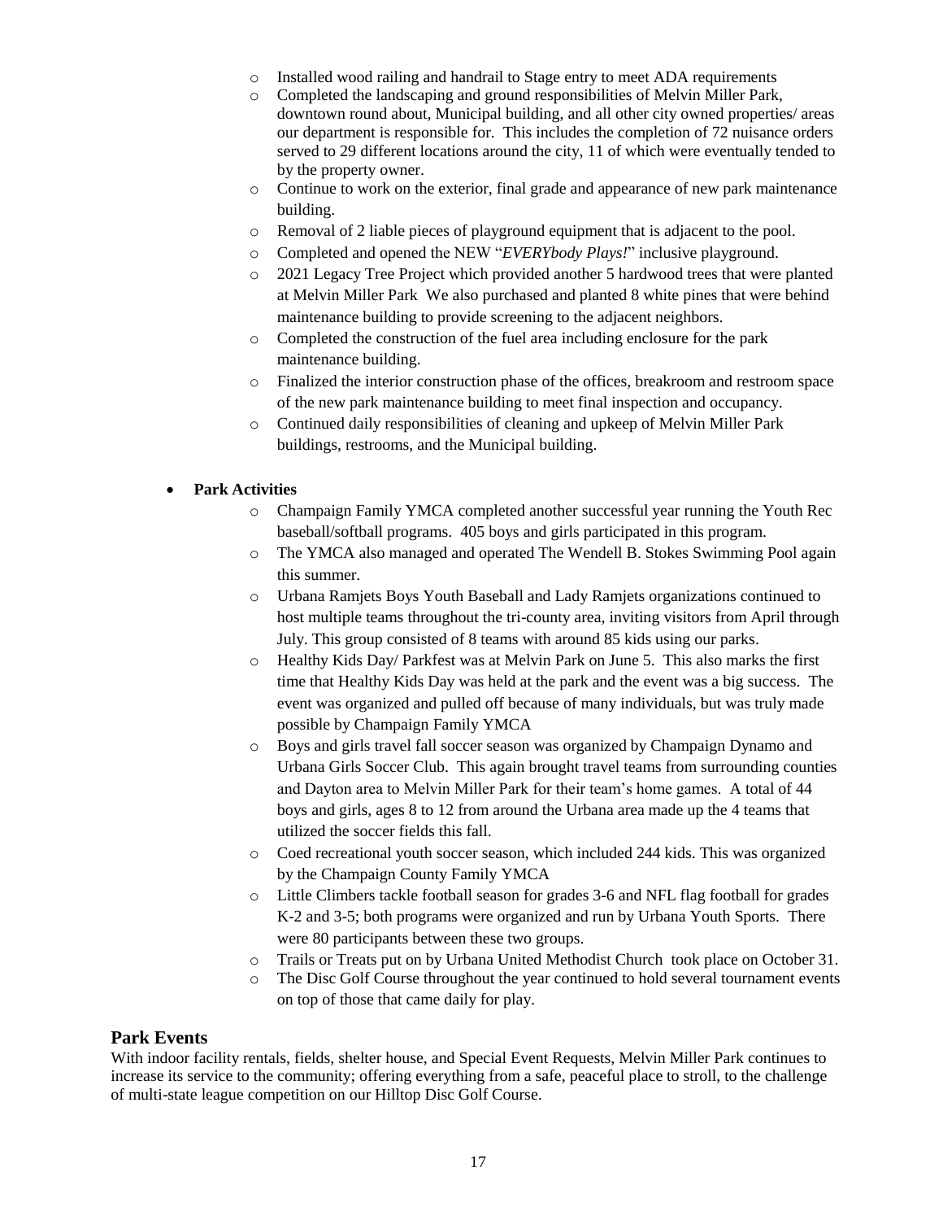- Installed wood railing and handrail to Stage entry to meet ADA requirements
  - Completed the landscaping and ground responsibilities of Melvin Miller Park, downtown round about, Municipal building, and all other city owned properties/ areas our department is responsible for. This includes the completion of 72 nuisance orders served to 29 different locations around the city, 11 of which were eventually tended to by the property owner.
  - Continue to work on the exterior, final grade and appearance of new park maintenance building.
  - Removal of 2 liable pieces of playground equipment that is adjacent to the pool.
  - Completed and opened the NEW "*EVERYbody Plays!*" inclusive playground.
  - 2021 Legacy Tree Project which provided another 5 hardwood trees that were planted at Melvin Miller Park We also purchased and planted 8 white pines that were behind maintenance building to provide screening to the adjacent neighbors.
  - Completed the construction of the fuel area including enclosure for the park maintenance building.
  - Finalized the interior construction phase of the offices, breakroom and restroom space of the new park maintenance building to meet final inspection and occupancy.
  - Continued daily responsibilities of cleaning and upkeep of Melvin Miller Park buildings, restrooms, and the Municipal building.

- **Park Activities**
  - Champaign Family YMCA completed another successful year running the Youth Rec baseball/softball programs. 405 boys and girls participated in this program.
  - The YMCA also managed and operated The Wendell B. Stokes Swimming Pool again this summer.
  - Urbana Ramjets Boys Youth Baseball and Lady Ramjets organizations continued to host multiple teams throughout the tri-county area, inviting visitors from April through July. This group consisted of 8 teams with around 85 kids using our parks.
  - Healthy Kids Day/ Parkfest was at Melvin Park on June 5. This also marks the first time that Healthy Kids Day was held at the park and the event was a big success. The event was organized and pulled off because of many individuals, but was truly made possible by Champaign Family YMCA
  - Boys and girls travel fall soccer season was organized by Champaign Dynamo and Urbana Girls Soccer Club. This again brought travel teams from surrounding counties and Dayton area to Melvin Miller Park for their team's home games. A total of 44 boys and girls, ages 8 to 12 from around the Urbana area made up the 4 teams that utilized the soccer fields this fall.
  - Coed recreational youth soccer season, which included 244 kids. This was organized by the Champaign County Family YMCA
  - Little Climbers tackle football season for grades 3-6 and NFL flag football for grades K-2 and 3-5; both programs were organized and run by Urbana Youth Sports. There were 80 participants between these two groups.
  - Trails or Treats put on by Urbana United Methodist Church took place on October 31.
  - The Disc Golf Course throughout the year continued to hold several tournament events on top of those that came daily for play.

## Park Events

With indoor facility rentals, fields, shelter house, and Special Event Requests, Melvin Miller Park continues to increase its service to the community; offering everything from a safe, peaceful place to stroll, to the challenge of multi-state league competition on our Hilltop Disc Golf Course.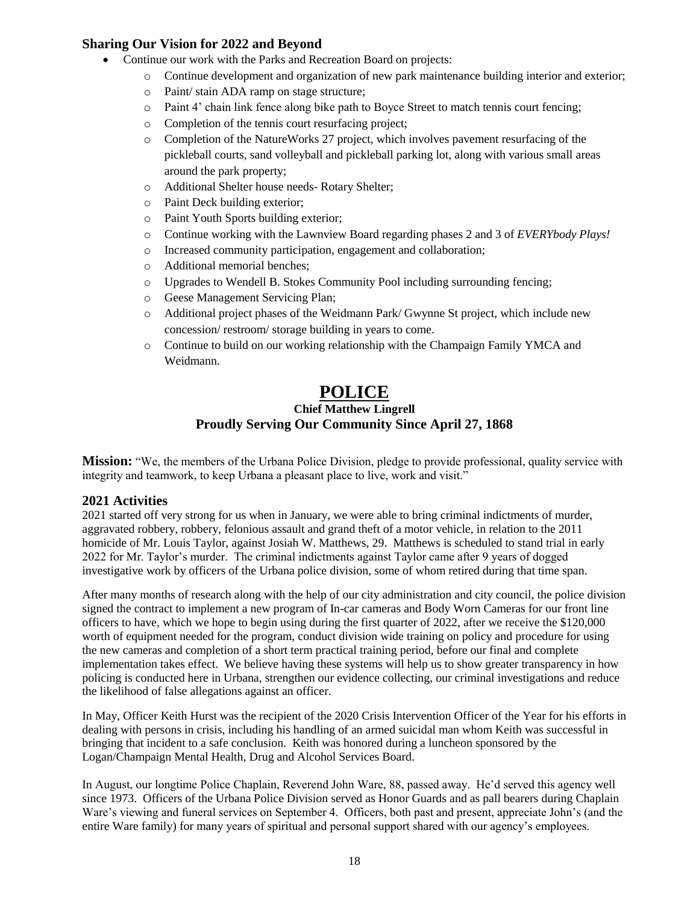### Sharing Our Vision for 2022 and Beyond

- Continue our work with the Parks and Recreation Board on projects:
  - Continue development and organization of new park maintenance building interior and exterior;
  - Paint/ stain ADA ramp on stage structure;
  - Paint 4' chain link fence along bike path to Boyce Street to match tennis court fencing;
  - Completion of the tennis court resurfacing project;
  - Completion of the NatureWorks 27 project, which involves pavement resurfacing of the pickleball courts, sand volleyball and pickleball parking lot, along with various small areas around the park property;
  - Additional Shelter house needs- Rotary Shelter;
  - Paint Deck building exterior;
  - Paint Youth Sports building exterior;
  - Continue working with the Lawnview Board regarding phases 2 and 3 of *EVERYbody Plays!*
  - Increased community participation, engagement and collaboration;
  - Additional memorial benches;
  - Upgrades to Wendell B. Stokes Community Pool including surrounding fencing;
  - Geese Management Servicing Plan;
  - Additional project phases of the Weidmann Park/ Gwynne St project, which include new concession/ restroom/ storage building in years to come.
  - Continue to build on our working relationship with the Champaign Family YMCA and Weidmann.

# POLICE

**Chief Matthew Lingrell**

**Proudly Serving Our Community Since April 27, 1868**

**Mission:** "We, the members of the Urbana Police Division, pledge to provide professional, quality service with integrity and teamwork, to keep Urbana a pleasant place to live, work and visit."

### 2021 Activities

2021 started off very strong for us when in January, we were able to bring criminal indictments of murder, aggravated robbery, robbery, felonious assault and grand theft of a motor vehicle, in relation to the 2011 homicide of Mr. Louis Taylor, against Josiah W. Matthews, 29. Matthews is scheduled to stand trial in early 2022 for Mr. Taylor's murder. The criminal indictments against Taylor came after 9 years of dogged investigative work by officers of the Urbana police division, some of whom retired during that time span.

After many months of research along with the help of our city administration and city council, the police division signed the contract to implement a new program of In-car cameras and Body Worn Cameras for our front line officers to have, which we hope to begin using during the first quarter of 2022, after we receive the $120,000 worth of equipment needed for the program, conduct division wide training on policy and procedure for using the new cameras and completion of a short term practical training period, before our final and complete implementation takes effect. We believe having these systems will help us to show greater transparency in how policing is conducted here in Urbana, strengthen our evidence collecting, our criminal investigations and reduce the likelihood of false allegations against an officer.

In May, Officer Keith Hurst was the recipient of the 2020 Crisis Intervention Officer of the Year for his efforts in dealing with persons in crisis, including his handling of an armed suicidal man whom Keith was successful in bringing that incident to a safe conclusion. Keith was honored during a luncheon sponsored by the Logan/Champaign Mental Health, Drug and Alcohol Services Board.

In August, our longtime Police Chaplain, Reverend John Ware, 88, passed away. He'd served this agency well since 1973. Officers of the Urbana Police Division served as Honor Guards and as pall bearers during Chaplain Ware's viewing and funeral services on September 4. Officers, both past and present, appreciate John's (and the entire Ware family) for many years of spiritual and personal support shared with our agency's employees.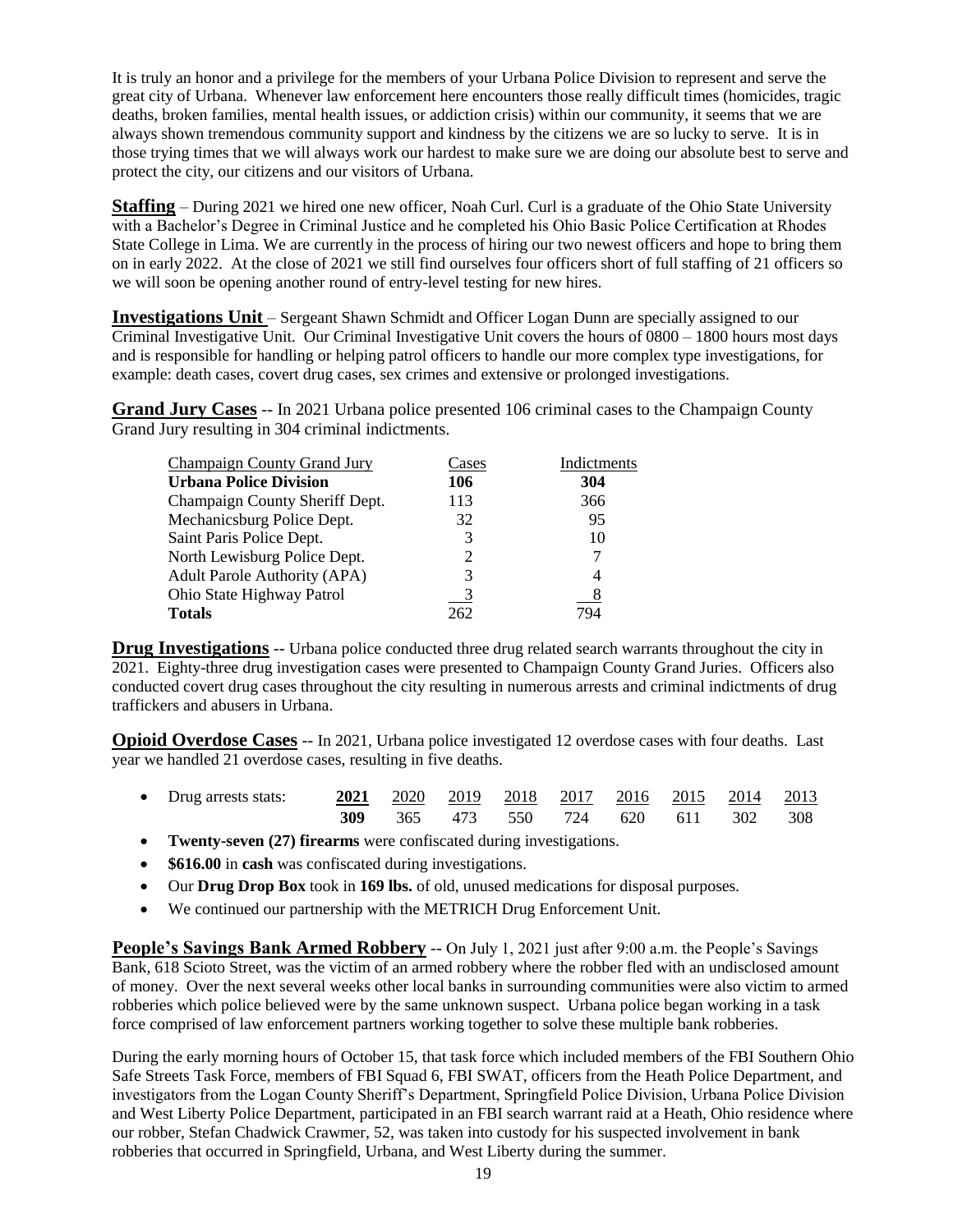It is truly an honor and a privilege for the members of your Urbana Police Division to represent and serve the great city of Urbana. Whenever law enforcement here encounters those really difficult times (homicides, tragic deaths, broken families, mental health issues, or addiction crisis) within our community, it seems that we are always shown tremendous community support and kindness by the citizens we are so lucky to serve. It is in those trying times that we will always work our hardest to make sure we are doing our absolute best to serve and protect the city, our citizens and our visitors of Urbana.

**Staffing** – During 2021 we hired one new officer, Noah Curl. Curl is a graduate of the Ohio State University with a Bachelor's Degree in Criminal Justice and he completed his Ohio Basic Police Certification at Rhodes State College in Lima. We are currently in the process of hiring our two newest officers and hope to bring them on in early 2022. At the close of 2021 we still find ourselves four officers short of full staffing of 21 officers so we will soon be opening another round of entry-level testing for new hires.

**Investigations Unit** – Sergeant Shawn Schmidt and Officer Logan Dunn are specially assigned to our Criminal Investigative Unit. Our Criminal Investigative Unit covers the hours of 0800 – 1800 hours most days and is responsible for handling or helping patrol officers to handle our more complex type investigations, for example: death cases, covert drug cases, sex crimes and extensive or prolonged investigations.

**Grand Jury Cases** -- In 2021 Urbana police presented 106 criminal cases to the Champaign County Grand Jury resulting in 304 criminal indictments.

| Champaign County Grand Jury | Cases | Indictments |
|---|---|---|
| **Urbana Police Division** | **106** | **304** |
| Champaign County Sheriff Dept. | 113 | 366 |
| Mechanicsburg Police Dept. | 32 | 95 |
| Saint Paris Police Dept. | 3 | 10 |
| North Lewisburg Police Dept. | 2 | 7 |
| Adult Parole Authority (APA) | 3 | 4 |
| Ohio State Highway Patrol | 3 | 8 |
| **Totals** | 262 | 794 |

**Drug Investigations** -- Urbana police conducted three drug related search warrants throughout the city in 2021. Eighty-three drug investigation cases were presented to Champaign County Grand Juries. Officers also conducted covert drug cases throughout the city resulting in numerous arrests and criminal indictments of drug traffickers and abusers in Urbana.

**Opioid Overdose Cases** -- In 2021, Urbana police investigated 12 overdose cases with four deaths. Last year we handled 21 overdose cases, resulting in five deaths.

- Drug arrests stats:

| **2021** | 2020 | 2019 | 2018 | 2017 | 2016 | 2015 | 2014 | 2013 |
|---|---|---|---|---|---|---|---|---|
| **309** | 365 | 473 | 550 | 724 | 620 | 611 | 302 | 308 |

- **Twenty-seven (27) firearms** were confiscated during investigations.
- **$616.00** in **cash** was confiscated during investigations.
- Our **Drug Drop Box** took in **169 lbs.** of old, unused medications for disposal purposes.
- We continued our partnership with the METRICH Drug Enforcement Unit.

**People's Savings Bank Armed Robbery** -- On July 1, 2021 just after 9:00 a.m. the People's Savings Bank, 618 Scioto Street, was the victim of an armed robbery where the robber fled with an undisclosed amount of money. Over the next several weeks other local banks in surrounding communities were also victim to armed robberies which police believed were by the same unknown suspect. Urbana police began working in a task force comprised of law enforcement partners working together to solve these multiple bank robberies.

During the early morning hours of October 15, that task force which included members of the FBI Southern Ohio Safe Streets Task Force, members of FBI Squad 6, FBI SWAT, officers from the Heath Police Department, and investigators from the Logan County Sheriff's Department, Springfield Police Division, Urbana Police Division and West Liberty Police Department, participated in an FBI search warrant raid at a Heath, Ohio residence where our robber, Stefan Chadwick Crawmer, 52, was taken into custody for his suspected involvement in bank robberies that occurred in Springfield, Urbana, and West Liberty during the summer.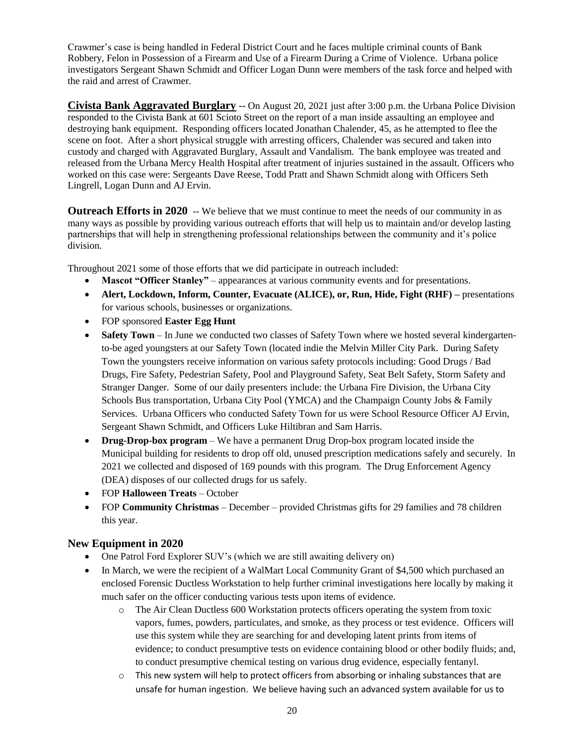Crawmer's case is being handled in Federal District Court and he faces multiple criminal counts of Bank Robbery, Felon in Possession of a Firearm and Use of a Firearm During a Crime of Violence. Urbana police investigators Sergeant Shawn Schmidt and Officer Logan Dunn were members of the task force and helped with the raid and arrest of Crawmer.

**Civista Bank Aggravated Burglary** -- On August 20, 2021 just after 3:00 p.m. the Urbana Police Division responded to the Civista Bank at 601 Scioto Street on the report of a man inside assaulting an employee and destroying bank equipment. Responding officers located Jonathan Chalender, 45, as he attempted to flee the scene on foot. After a short physical struggle with arresting officers, Chalender was secured and taken into custody and charged with Aggravated Burglary, Assault and Vandalism. The bank employee was treated and released from the Urbana Mercy Health Hospital after treatment of injuries sustained in the assault. Officers who worked on this case were: Sergeants Dave Reese, Todd Pratt and Shawn Schmidt along with Officers Seth Lingrell, Logan Dunn and AJ Ervin.

**Outreach Efforts in 2020** -- We believe that we must continue to meet the needs of our community in as many ways as possible by providing various outreach efforts that will help us to maintain and/or develop lasting partnerships that will help in strengthening professional relationships between the community and it's police division.

Throughout 2021 some of those efforts that we did participate in outreach included:

- **Mascot "Officer Stanley"** – appearances at various community events and for presentations.
- **Alert, Lockdown, Inform, Counter, Evacuate (ALICE), or, Run, Hide, Fight (RHF) –** presentations for various schools, businesses or organizations.
- FOP sponsored **Easter Egg Hunt**
- **Safety Town** – In June we conducted two classes of Safety Town where we hosted several kindergarten-to-be aged youngsters at our Safety Town (located indie the Melvin Miller City Park. During Safety Town the youngsters receive information on various safety protocols including: Good Drugs / Bad Drugs, Fire Safety, Pedestrian Safety, Pool and Playground Safety, Seat Belt Safety, Storm Safety and Stranger Danger. Some of our daily presenters include: the Urbana Fire Division, the Urbana City Schools Bus transportation, Urbana City Pool (YMCA) and the Champaign County Jobs & Family Services. Urbana Officers who conducted Safety Town for us were School Resource Officer AJ Ervin, Sergeant Shawn Schmidt, and Officers Luke Hiltibran and Sam Harris.
- **Drug-Drop-box program** – We have a permanent Drug Drop-box program located inside the Municipal building for residents to drop off old, unused prescription medications safely and securely. In 2021 we collected and disposed of 169 pounds with this program. The Drug Enforcement Agency (DEA) disposes of our collected drugs for us safely.
- FOP **Halloween Treats** – October
- FOP **Community Christmas** – December – provided Christmas gifts for 29 families and 78 children this year.

## New Equipment in 2020

- One Patrol Ford Explorer SUV's (which we are still awaiting delivery on)
- In March, we were the recipient of a WalMart Local Community Grant of $4,500 which purchased an enclosed Forensic Ductless Workstation to help further criminal investigations here locally by making it much safer on the officer conducting various tests upon items of evidence.
  - The Air Clean Ductless 600 Workstation protects officers operating the system from toxic vapors, fumes, powders, particulates, and smoke, as they process or test evidence. Officers will use this system while they are searching for and developing latent prints from items of evidence; to conduct presumptive tests on evidence containing blood or other bodily fluids; and, to conduct presumptive chemical testing on various drug evidence, especially fentanyl.
  - This new system will help to protect officers from absorbing or inhaling substances that are unsafe for human ingestion. We believe having such an advanced system available for us to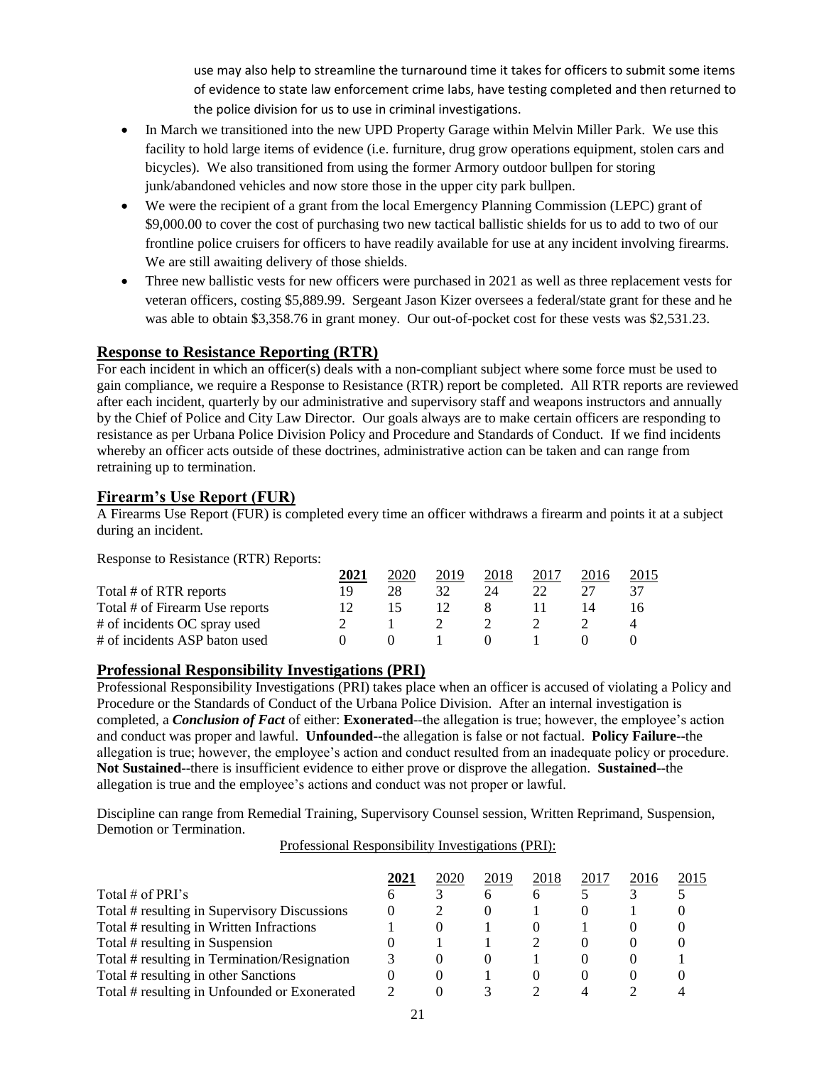use may also help to streamline the turnaround time it takes for officers to submit some items of evidence to state law enforcement crime labs, have testing completed and then returned to the police division for us to use in criminal investigations.

- In March we transitioned into the new UPD Property Garage within Melvin Miller Park. We use this facility to hold large items of evidence (i.e. furniture, drug grow operations equipment, stolen cars and bicycles). We also transitioned from using the former Armory outdoor bullpen for storing junk/abandoned vehicles and now store those in the upper city park bullpen.
- We were the recipient of a grant from the local Emergency Planning Commission (LEPC) grant of $9,000.00 to cover the cost of purchasing two new tactical ballistic shields for us to add to two of our frontline police cruisers for officers to have readily available for use at any incident involving firearms. We are still awaiting delivery of those shields.
- Three new ballistic vests for new officers were purchased in 2021 as well as three replacement vests for veteran officers, costing $5,889.99. Sergeant Jason Kizer oversees a federal/state grant for these and he was able to obtain $3,358.76 in grant money. Our out-of-pocket cost for these vests was $2,531.23.

## Response to Resistance Reporting (RTR)

For each incident in which an officer(s) deals with a non-compliant subject where some force must be used to gain compliance, we require a Response to Resistance (RTR) report be completed. All RTR reports are reviewed after each incident, quarterly by our administrative and supervisory staff and weapons instructors and annually by the Chief of Police and City Law Director. Our goals always are to make certain officers are responding to resistance as per Urbana Police Division Policy and Procedure and Standards of Conduct. If we find incidents whereby an officer acts outside of these doctrines, administrative action can be taken and can range from retraining up to termination.

## Firearm's Use Report (FUR)

A Firearms Use Report (FUR) is completed every time an officer withdraws a firearm and points it at a subject during an incident.

Response to Resistance (RTR) Reports:

| | **2021** | 2020 | 2019 | 2018 | 2017 | 2016 | 2015 |
|---|---|---|---|---|---|---|---|
| Total # of RTR reports | 19 | 28 | 32 | 24 | 22 | 27 | 37 |
| Total # of Firearm Use reports | 12 | 15 | 12 | 8 | 11 | 14 | 16 |
| # of incidents OC spray used | 2 | 1 | 2 | 2 | 2 | 2 | 4 |
| # of incidents ASP baton used | 0 | 0 | 1 | 0 | 1 | 0 | 0 |

## Professional Responsibility Investigations (PRI)

Professional Responsibility Investigations (PRI) takes place when an officer is accused of violating a Policy and Procedure or the Standards of Conduct of the Urbana Police Division. After an internal investigation is completed, a ***Conclusion of Fact*** of either: **Exonerated**--the allegation is true; however, the employee's action and conduct was proper and lawful. **Unfounded**--the allegation is false or not factual. **Policy Failure**--the allegation is true; however, the employee's action and conduct resulted from an inadequate policy or procedure. **Not Sustained**--there is insufficient evidence to either prove or disprove the allegation. **Sustained**--the allegation is true and the employee's actions and conduct was not proper or lawful.

Discipline can range from Remedial Training, Supervisory Counsel session, Written Reprimand, Suspension, Demotion or Termination.

Professional Responsibility Investigations (PRI):

| | **2021** | 2020 | 2019 | 2018 | 2017 | 2016 | 2015 |
|---|---|---|---|---|---|---|---|
| Total # of PRI's | 6 | 3 | 6 | 6 | 5 | 3 | 5 |
| Total # resulting in Supervisory Discussions | 0 | 2 | 0 | 1 | 0 | 1 | 0 |
| Total # resulting in Written Infractions | 1 | 0 | 1 | 0 | 1 | 0 | 0 |
| Total # resulting in Suspension | 0 | 1 | 1 | 2 | 0 | 0 | 0 |
| Total # resulting in Termination/Resignation | 3 | 0 | 0 | 1 | 0 | 0 | 1 |
| Total # resulting in other Sanctions | 0 | 0 | 1 | 0 | 0 | 0 | 0 |
| Total # resulting in Unfounded or Exonerated | 2 | 0 | 3 | 2 | 4 | 2 | 4 |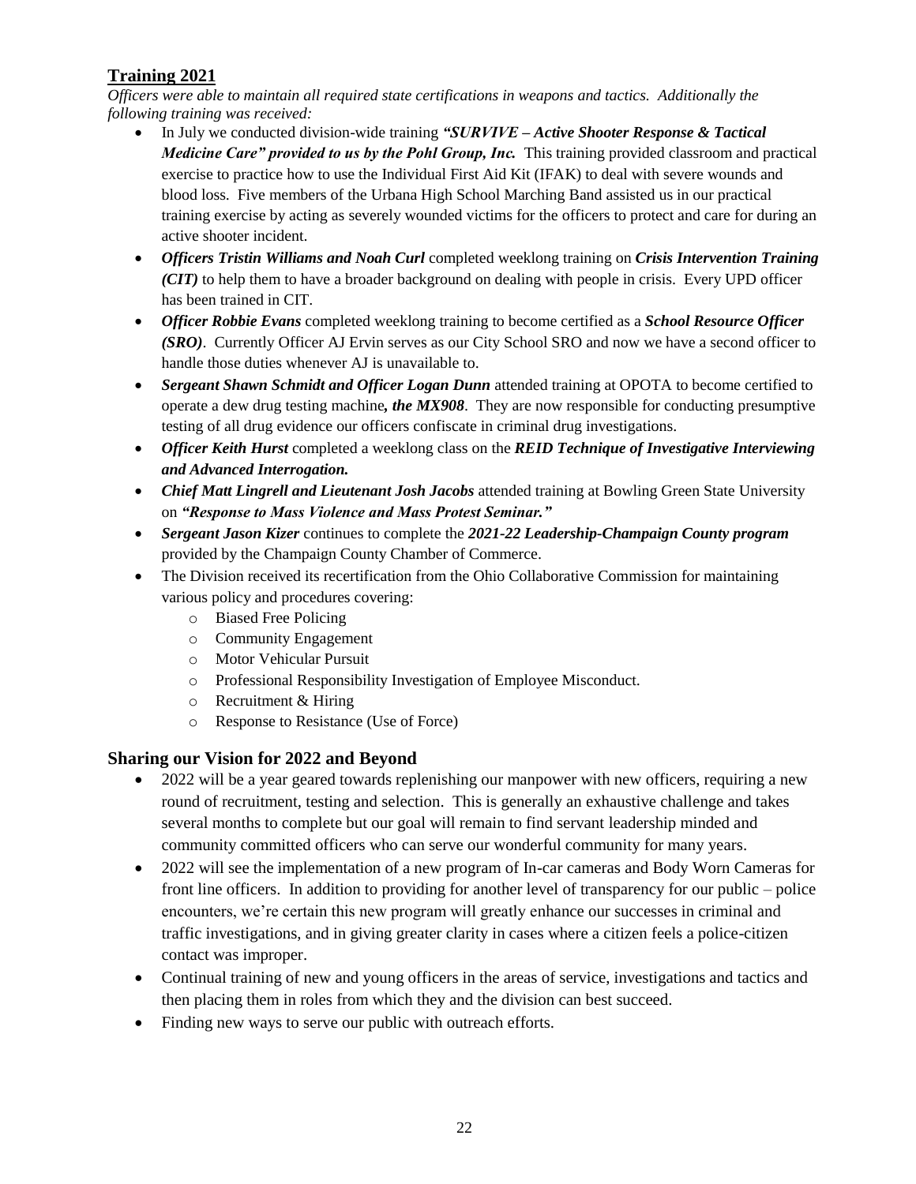## **Training 2021**

*Officers were able to maintain all required state certifications in weapons and tactics. Additionally the following training was received:*

- In July we conducted division-wide training ***"SURVIVE – Active Shooter Response & Tactical Medicine Care" provided to us by the Pohl Group, Inc.*** This training provided classroom and practical exercise to practice how to use the Individual First Aid Kit (IFAK) to deal with severe wounds and blood loss. Five members of the Urbana High School Marching Band assisted us in our practical training exercise by acting as severely wounded victims for the officers to protect and care for during an active shooter incident.
- ***Officers Tristin Williams and Noah Curl*** completed weeklong training on ***Crisis Intervention Training (CIT)*** to help them to have a broader background on dealing with people in crisis. Every UPD officer has been trained in CIT.
- ***Officer Robbie Evans*** completed weeklong training to become certified as a ***School Resource Officer (SRO)***. Currently Officer AJ Ervin serves as our City School SRO and now we have a second officer to handle those duties whenever AJ is unavailable to.
- ***Sergeant Shawn Schmidt and Officer Logan Dunn*** attended training at OPOTA to become certified to operate a dew drug testing machine***, the MX908***. They are now responsible for conducting presumptive testing of all drug evidence our officers confiscate in criminal drug investigations.
- ***Officer Keith Hurst*** completed a weeklong class on the ***REID Technique of Investigative Interviewing and Advanced Interrogation.***
- ***Chief Matt Lingrell and Lieutenant Josh Jacobs*** attended training at Bowling Green State University on ***"Response to Mass Violence and Mass Protest Seminar."***
- ***Sergeant Jason Kizer*** continues to complete the ***2021-22 Leadership-Champaign County program*** provided by the Champaign County Chamber of Commerce.
- The Division received its recertification from the Ohio Collaborative Commission for maintaining various policy and procedures covering:
  - Biased Free Policing
  - Community Engagement
  - Motor Vehicular Pursuit
  - Professional Responsibility Investigation of Employee Misconduct.
  - Recruitment & Hiring
  - Response to Resistance (Use of Force)

## **Sharing our Vision for 2022 and Beyond**

- 2022 will be a year geared towards replenishing our manpower with new officers, requiring a new round of recruitment, testing and selection. This is generally an exhaustive challenge and takes several months to complete but our goal will remain to find servant leadership minded and community committed officers who can serve our wonderful community for many years.
- 2022 will see the implementation of a new program of In-car cameras and Body Worn Cameras for front line officers. In addition to providing for another level of transparency for our public – police encounters, we're certain this new program will greatly enhance our successes in criminal and traffic investigations, and in giving greater clarity in cases where a citizen feels a police-citizen contact was improper.
- Continual training of new and young officers in the areas of service, investigations and tactics and then placing them in roles from which they and the division can best succeed.
- Finding new ways to serve our public with outreach efforts.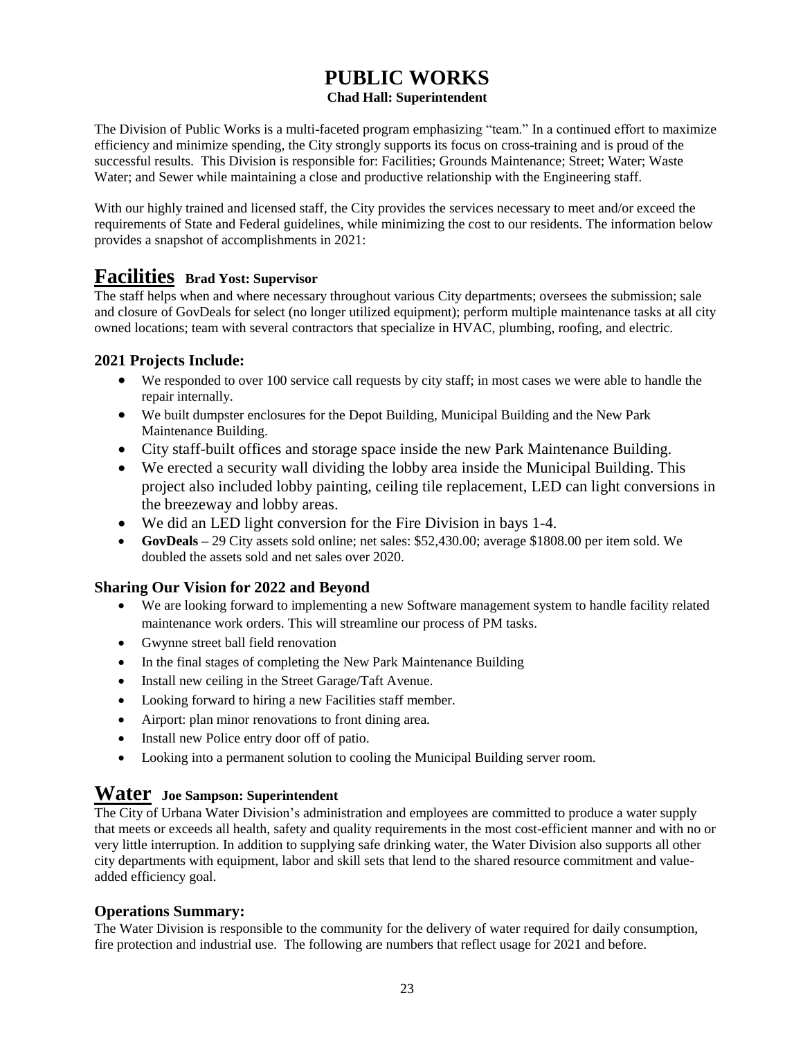# PUBLIC WORKS

**Chad Hall: Superintendent**

The Division of Public Works is a multi-faceted program emphasizing "team." In a continued effort to maximize efficiency and minimize spending, the City strongly supports its focus on cross-training and is proud of the successful results. This Division is responsible for: Facilities; Grounds Maintenance; Street; Water; Waste Water; and Sewer while maintaining a close and productive relationship with the Engineering staff.

With our highly trained and licensed staff, the City provides the services necessary to meet and/or exceed the requirements of State and Federal guidelines, while minimizing the cost to our residents. The information below provides a snapshot of accomplishments in 2021:

## Facilities **Brad Yost: Supervisor**

The staff helps when and where necessary throughout various City departments; oversees the submission; sale and closure of GovDeals for select (no longer utilized equipment); perform multiple maintenance tasks at all city owned locations; team with several contractors that specialize in HVAC, plumbing, roofing, and electric.

### 2021 Projects Include:

- We responded to over 100 service call requests by city staff; in most cases we were able to handle the repair internally.
- We built dumpster enclosures for the Depot Building, Municipal Building and the New Park Maintenance Building.
- City staff-built offices and storage space inside the new Park Maintenance Building.
- We erected a security wall dividing the lobby area inside the Municipal Building. This project also included lobby painting, ceiling tile replacement, LED can light conversions in the breezeway and lobby areas.
- We did an LED light conversion for the Fire Division in bays 1-4.
- **GovDeals –** 29 City assets sold online; net sales: $52,430.00; average $1808.00 per item sold. We doubled the assets sold and net sales over 2020.

### Sharing Our Vision for 2022 and Beyond

- We are looking forward to implementing a new Software management system to handle facility related maintenance work orders. This will streamline our process of PM tasks.
- Gwynne street ball field renovation
- In the final stages of completing the New Park Maintenance Building
- Install new ceiling in the Street Garage/Taft Avenue.
- Looking forward to hiring a new Facilities staff member.
- Airport: plan minor renovations to front dining area.
- Install new Police entry door off of patio.
- Looking into a permanent solution to cooling the Municipal Building server room.

## Water **Joe Sampson: Superintendent**

The City of Urbana Water Division's administration and employees are committed to produce a water supply that meets or exceeds all health, safety and quality requirements in the most cost-efficient manner and with no or very little interruption. In addition to supplying safe drinking water, the Water Division also supports all other city departments with equipment, labor and skill sets that lend to the shared resource commitment and value-added efficiency goal.

### Operations Summary:

The Water Division is responsible to the community for the delivery of water required for daily consumption, fire protection and industrial use. The following are numbers that reflect usage for 2021 and before.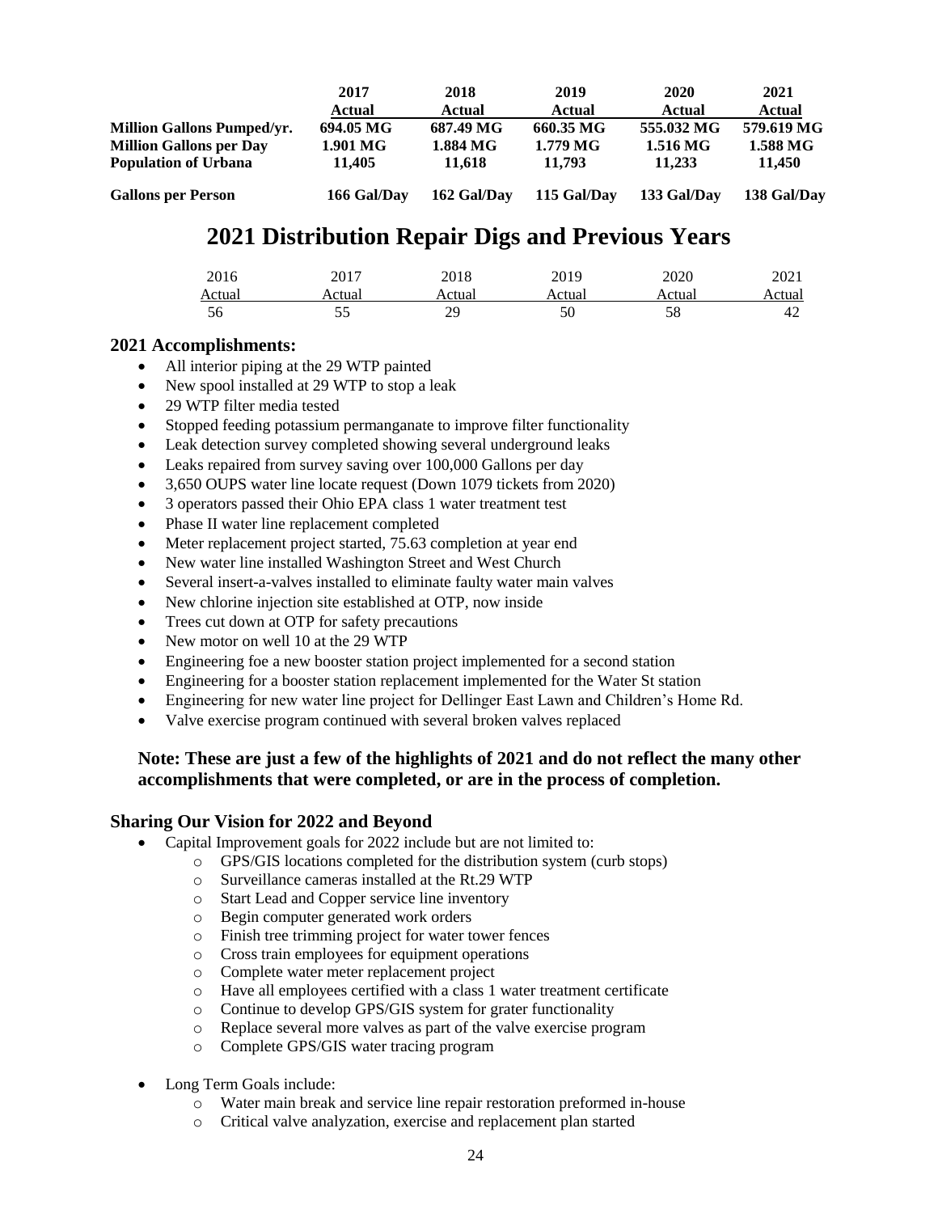| | 2017 Actual | 2018 Actual | 2019 Actual | 2020 Actual | 2021 Actual |
|---|---|---|---|---|---|
| **Million Gallons Pumped/yr.** | **694.05 MG** | **687.49 MG** | **660.35 MG** | **555.032 MG** | **579.619 MG** |
| **Million Gallons per Day** | **1.901 MG** | **1.884 MG** | **1.779 MG** | **1.516 MG** | **1.588 MG** |
| **Population of Urbana** | **11,405** | **11,618** | **11,793** | **11,233** | **11,450** |
| **Gallons per Person** | **166 Gal/Day** | **162 Gal/Day** | **115 Gal/Day** | **133 Gal/Day** | **138 Gal/Day** |

# 2021 Distribution Repair Digs and Previous Years

| 2016 Actual | 2017 Actual | 2018 Actual | 2019 Actual | 2020 Actual | 2021 Actual |
|---|---|---|---|---|---|
| 56 | 55 | 29 | 50 | 58 | 42 |

### 2021 Accomplishments:

- All interior piping at the 29 WTP painted
- New spool installed at 29 WTP to stop a leak
- 29 WTP filter media tested
- Stopped feeding potassium permanganate to improve filter functionality
- Leak detection survey completed showing several underground leaks
- Leaks repaired from survey saving over 100,000 Gallons per day
- 3,650 OUPS water line locate request (Down 1079 tickets from 2020)
- 3 operators passed their Ohio EPA class 1 water treatment test
- Phase II water line replacement completed
- Meter replacement project started, 75.63 completion at year end
- New water line installed Washington Street and West Church
- Several insert-a-valves installed to eliminate faulty water main valves
- New chlorine injection site established at OTP, now inside
- Trees cut down at OTP for safety precautions
- New motor on well 10 at the 29 WTP
- Engineering foe a new booster station project implemented for a second station
- Engineering for a booster station replacement implemented for the Water St station
- Engineering for new water line project for Dellinger East Lawn and Children's Home Rd.
- Valve exercise program continued with several broken valves replaced

**Note: These are just a few of the highlights of 2021 and do not reflect the many other accomplishments that were completed, or are in the process of completion.**

### Sharing Our Vision for 2022 and Beyond

- Capital Improvement goals for 2022 include but are not limited to:
  - GPS/GIS locations completed for the distribution system (curb stops)
  - Surveillance cameras installed at the Rt.29 WTP
  - Start Lead and Copper service line inventory
  - Begin computer generated work orders
  - Finish tree trimming project for water tower fences
  - Cross train employees for equipment operations
  - Complete water meter replacement project
  - Have all employees certified with a class 1 water treatment certificate
  - Continue to develop GPS/GIS system for grater functionality
  - Replace several more valves as part of the valve exercise program
  - Complete GPS/GIS water tracing program

- Long Term Goals include:
  - Water main break and service line repair restoration preformed in-house
  - Critical valve analyzation, exercise and replacement plan started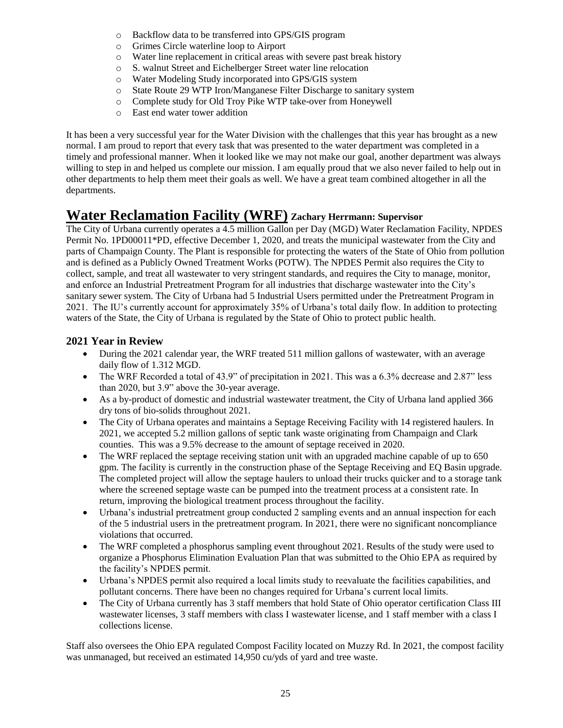- Backflow data to be transferred into GPS/GIS program
- Grimes Circle waterline loop to Airport
- Water line replacement in critical areas with severe past break history
- S. walnut Street and Eichelberger Street water line relocation
- Water Modeling Study incorporated into GPS/GIS system
- State Route 29 WTP Iron/Manganese Filter Discharge to sanitary system
- Complete study for Old Troy Pike WTP take-over from Honeywell
- East end water tower addition

It has been a very successful year for the Water Division with the challenges that this year has brought as a new normal. I am proud to report that every task that was presented to the water department was completed in a timely and professional manner. When it looked like we may not make our goal, another department was always willing to step in and helped us complete our mission. I am equally proud that we also never failed to help out in other departments to help them meet their goals as well. We have a great team combined altogether in all the departments.

# Water Reclamation Facility (WRF) Zachary Herrmann: Supervisor

The City of Urbana currently operates a 4.5 million Gallon per Day (MGD) Water Reclamation Facility, NPDES Permit No. 1PD00011*PD, effective December 1, 2020, and treats the municipal wastewater from the City and parts of Champaign County. The Plant is responsible for protecting the waters of the State of Ohio from pollution and is defined as a Publicly Owned Treatment Works (POTW). The NPDES Permit also requires the City to collect, sample, and treat all wastewater to very stringent standards, and requires the City to manage, monitor, and enforce an Industrial Pretreatment Program for all industries that discharge wastewater into the City's sanitary sewer system. The City of Urbana had 5 Industrial Users permitted under the Pretreatment Program in 2021. The IU's currently account for approximately 35% of Urbana's total daily flow. In addition to protecting waters of the State, the City of Urbana is regulated by the State of Ohio to protect public health.

## 2021 Year in Review

- During the 2021 calendar year, the WRF treated 511 million gallons of wastewater, with an average daily flow of 1.312 MGD.
- The WRF Recorded a total of 43.9" of precipitation in 2021. This was a 6.3% decrease and 2.87" less than 2020, but 3.9" above the 30-year average.
- As a by-product of domestic and industrial wastewater treatment, the City of Urbana land applied 366 dry tons of bio-solids throughout 2021.
- The City of Urbana operates and maintains a Septage Receiving Facility with 14 registered haulers. In 2021, we accepted 5.2 million gallons of septic tank waste originating from Champaign and Clark counties. This was a 9.5% decrease to the amount of septage received in 2020.
- The WRF replaced the septage receiving station unit with an upgraded machine capable of up to 650 gpm. The facility is currently in the construction phase of the Septage Receiving and EQ Basin upgrade. The completed project will allow the septage haulers to unload their trucks quicker and to a storage tank where the screened septage waste can be pumped into the treatment process at a consistent rate. In return, improving the biological treatment process throughout the facility.
- Urbana's industrial pretreatment group conducted 2 sampling events and an annual inspection for each of the 5 industrial users in the pretreatment program. In 2021, there were no significant noncompliance violations that occurred.
- The WRF completed a phosphorus sampling event throughout 2021. Results of the study were used to organize a Phosphorus Elimination Evaluation Plan that was submitted to the Ohio EPA as required by the facility's NPDES permit.
- Urbana's NPDES permit also required a local limits study to reevaluate the facilities capabilities, and pollutant concerns. There have been no changes required for Urbana's current local limits.
- The City of Urbana currently has 3 staff members that hold State of Ohio operator certification Class III wastewater licenses, 3 staff members with class I wastewater license, and 1 staff member with a class I collections license.

Staff also oversees the Ohio EPA regulated Compost Facility located on Muzzy Rd. In 2021, the compost facility was unmanaged, but received an estimated 14,950 cu/yds of yard and tree waste.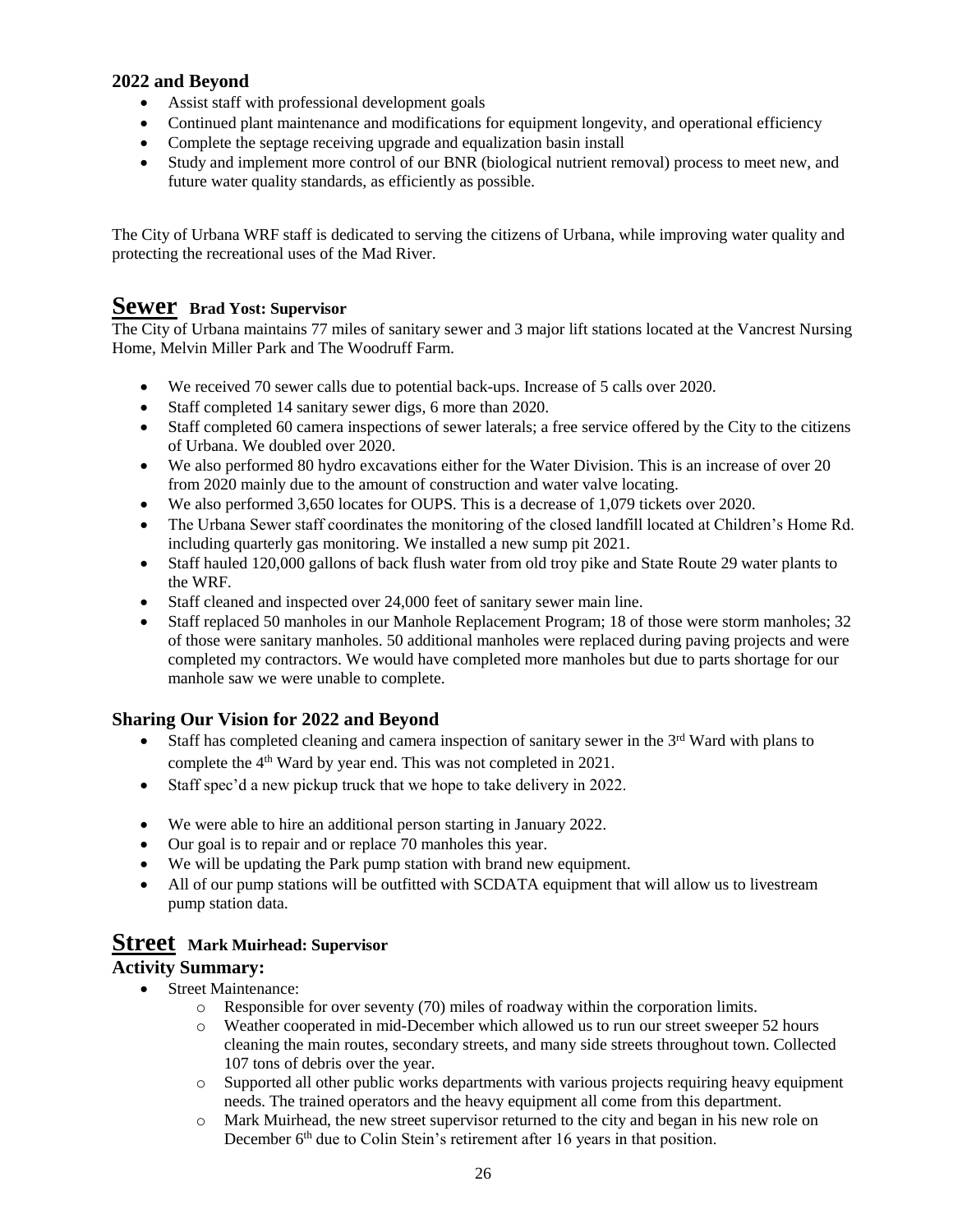### 2022 and Beyond

- Assist staff with professional development goals
- Continued plant maintenance and modifications for equipment longevity, and operational efficiency
- Complete the septage receiving upgrade and equalization basin install
- Study and implement more control of our BNR (biological nutrient removal) process to meet new, and future water quality standards, as efficiently as possible.

The City of Urbana WRF staff is dedicated to serving the citizens of Urbana, while improving water quality and protecting the recreational uses of the Mad River.

## Sewer **Brad Yost: Supervisor**

The City of Urbana maintains 77 miles of sanitary sewer and 3 major lift stations located at the Vancrest Nursing Home, Melvin Miller Park and The Woodruff Farm.

- We received 70 sewer calls due to potential back-ups. Increase of 5 calls over 2020.
- Staff completed 14 sanitary sewer digs, 6 more than 2020.
- Staff completed 60 camera inspections of sewer laterals; a free service offered by the City to the citizens of Urbana. We doubled over 2020.
- We also performed 80 hydro excavations either for the Water Division. This is an increase of over 20 from 2020 mainly due to the amount of construction and water valve locating.
- We also performed 3,650 locates for OUPS. This is a decrease of 1,079 tickets over 2020.
- The Urbana Sewer staff coordinates the monitoring of the closed landfill located at Children's Home Rd. including quarterly gas monitoring. We installed a new sump pit 2021.
- Staff hauled 120,000 gallons of back flush water from old troy pike and State Route 29 water plants to the WRF.
- Staff cleaned and inspected over 24,000 feet of sanitary sewer main line.
- Staff replaced 50 manholes in our Manhole Replacement Program; 18 of those were storm manholes; 32 of those were sanitary manholes. 50 additional manholes were replaced during paving projects and were completed my contractors. We would have completed more manholes but due to parts shortage for our manhole saw we were unable to complete.

### Sharing Our Vision for 2022 and Beyond

- Staff has completed cleaning and camera inspection of sanitary sewer in the 3rd Ward with plans to complete the 4th Ward by year end. This was not completed in 2021.
- Staff spec'd a new pickup truck that we hope to take delivery in 2022.
- We were able to hire an additional person starting in January 2022.
- Our goal is to repair and or replace 70 manholes this year.
- We will be updating the Park pump station with brand new equipment.
- All of our pump stations will be outfitted with SCDATA equipment that will allow us to livestream pump station data.

## Street **Mark Muirhead: Supervisor**

### Activity Summary:

- Street Maintenance:
  - Responsible for over seventy (70) miles of roadway within the corporation limits.
  - Weather cooperated in mid-December which allowed us to run our street sweeper 52 hours cleaning the main routes, secondary streets, and many side streets throughout town. Collected 107 tons of debris over the year.
  - Supported all other public works departments with various projects requiring heavy equipment needs. The trained operators and the heavy equipment all come from this department.
  - Mark Muirhead, the new street supervisor returned to the city and began in his new role on December 6th due to Colin Stein's retirement after 16 years in that position.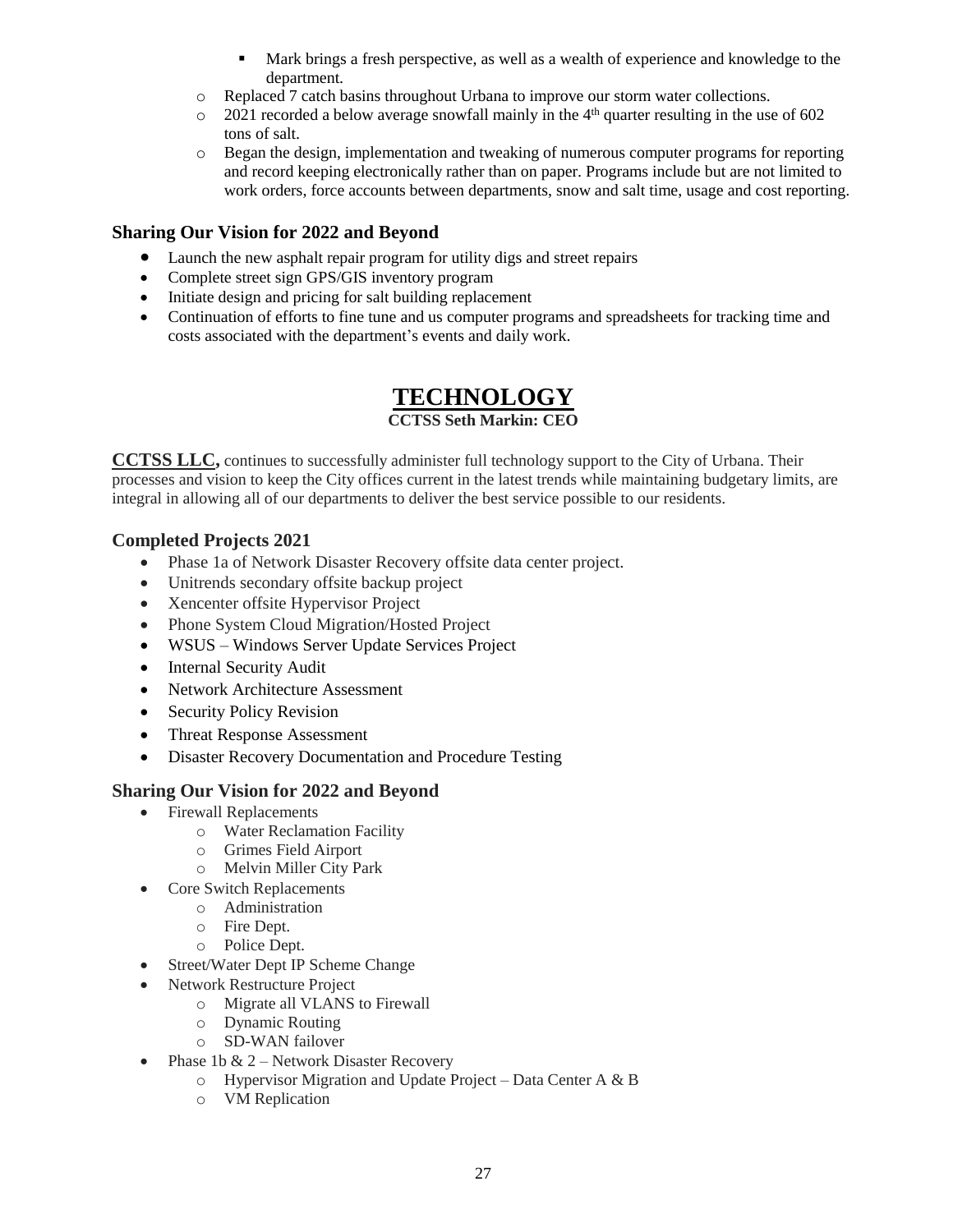- Mark brings a fresh perspective, as well as a wealth of experience and knowledge to the department.
    - Replaced 7 catch basins throughout Urbana to improve our storm water collections.
    - 2021 recorded a below average snowfall mainly in the 4th quarter resulting in the use of 602 tons of salt.
    - Began the design, implementation and tweaking of numerous computer programs for reporting and record keeping electronically rather than on paper. Programs include but are not limited to work orders, force accounts between departments, snow and salt time, usage and cost reporting.

### Sharing Our Vision for 2022 and Beyond

- Launch the new asphalt repair program for utility digs and street repairs
- Complete street sign GPS/GIS inventory program
- Initiate design and pricing for salt building replacement
- Continuation of efforts to fine tune and us computer programs and spreadsheets for tracking time and costs associated with the department's events and daily work.

# TECHNOLOGY

**CCTSS Seth Markin: CEO**

**CCTSS LLC,** continues to successfully administer full technology support to the City of Urbana. Their processes and vision to keep the City offices current in the latest trends while maintaining budgetary limits, are integral in allowing all of our departments to deliver the best service possible to our residents.

### Completed Projects 2021

- Phase 1a of Network Disaster Recovery offsite data center project.
- Unitrends secondary offsite backup project
- Xencenter offsite Hypervisor Project
- Phone System Cloud Migration/Hosted Project
- WSUS – Windows Server Update Services Project
- Internal Security Audit
- Network Architecture Assessment
- Security Policy Revision
- Threat Response Assessment
- Disaster Recovery Documentation and Procedure Testing

### Sharing Our Vision for 2022 and Beyond

- Firewall Replacements
    - Water Reclamation Facility
    - Grimes Field Airport
    - Melvin Miller City Park
- Core Switch Replacements
    - Administration
    - Fire Dept.
    - Police Dept.
- Street/Water Dept IP Scheme Change
- Network Restructure Project
    - Migrate all VLANS to Firewall
    - Dynamic Routing
    - SD-WAN failover
- Phase 1b & 2 – Network Disaster Recovery
    - Hypervisor Migration and Update Project – Data Center A & B
    - VM Replication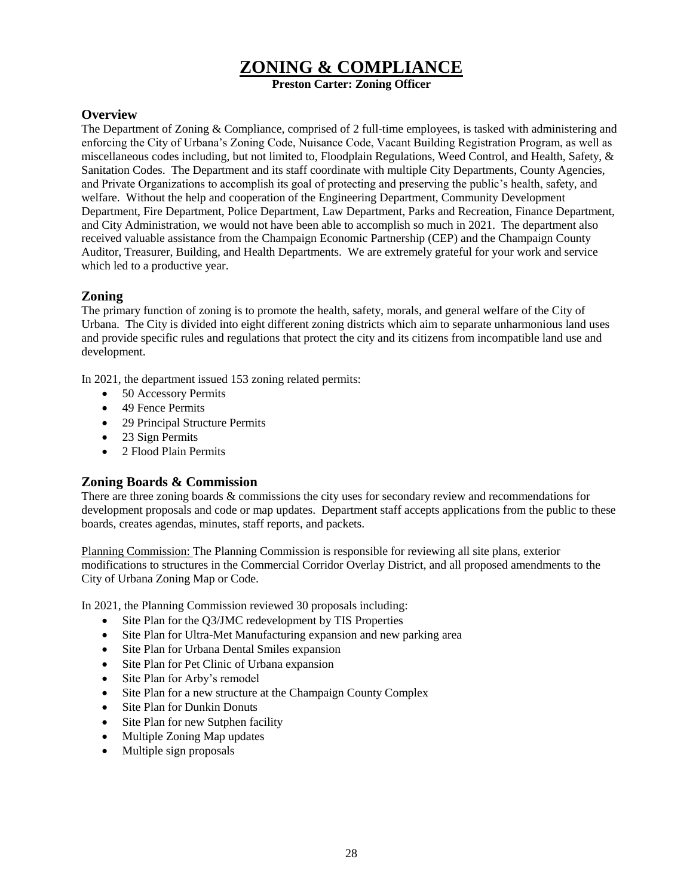# ZONING & COMPLIANCE

**Preston Carter: Zoning Officer**

## Overview

The Department of Zoning & Compliance, comprised of 2 full-time employees, is tasked with administering and enforcing the City of Urbana's Zoning Code, Nuisance Code, Vacant Building Registration Program, as well as miscellaneous codes including, but not limited to, Floodplain Regulations, Weed Control, and Health, Safety, & Sanitation Codes. The Department and its staff coordinate with multiple City Departments, County Agencies, and Private Organizations to accomplish its goal of protecting and preserving the public's health, safety, and welfare. Without the help and cooperation of the Engineering Department, Community Development Department, Fire Department, Police Department, Law Department, Parks and Recreation, Finance Department, and City Administration, we would not have been able to accomplish so much in 2021. The department also received valuable assistance from the Champaign Economic Partnership (CEP) and the Champaign County Auditor, Treasurer, Building, and Health Departments. We are extremely grateful for your work and service which led to a productive year.

## Zoning

The primary function of zoning is to promote the health, safety, morals, and general welfare of the City of Urbana. The City is divided into eight different zoning districts which aim to separate unharmonious land uses and provide specific rules and regulations that protect the city and its citizens from incompatible land use and development.

In 2021, the department issued 153 zoning related permits:

- 50 Accessory Permits
- 49 Fence Permits
- 29 Principal Structure Permits
- 23 Sign Permits
- 2 Flood Plain Permits

## Zoning Boards & Commission

There are three zoning boards & commissions the city uses for secondary review and recommendations for development proposals and code or map updates. Department staff accepts applications from the public to these boards, creates agendas, minutes, staff reports, and packets.

<u>Planning Commission:</u> The Planning Commission is responsible for reviewing all site plans, exterior modifications to structures in the Commercial Corridor Overlay District, and all proposed amendments to the City of Urbana Zoning Map or Code.

In 2021, the Planning Commission reviewed 30 proposals including:

- Site Plan for the Q3/JMC redevelopment by TIS Properties
- Site Plan for Ultra-Met Manufacturing expansion and new parking area
- Site Plan for Urbana Dental Smiles expansion
- Site Plan for Pet Clinic of Urbana expansion
- Site Plan for Arby's remodel
- Site Plan for a new structure at the Champaign County Complex
- Site Plan for Dunkin Donuts
- Site Plan for new Sutphen facility
- Multiple Zoning Map updates
- Multiple sign proposals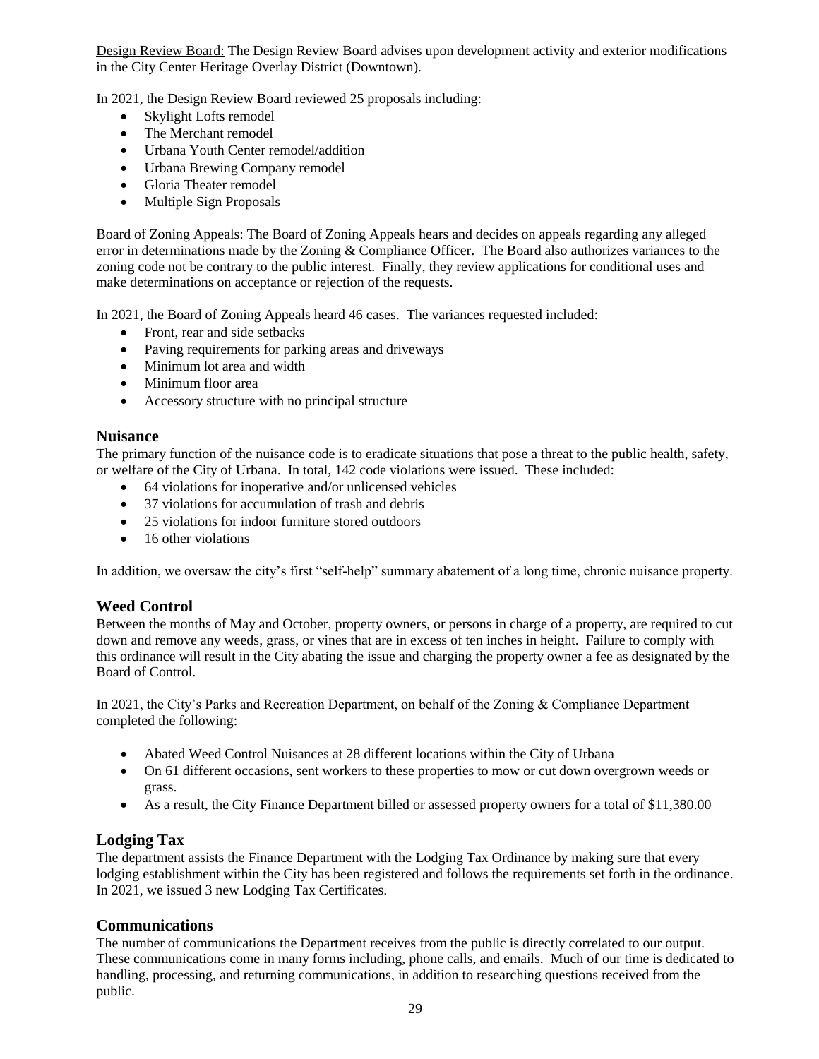Design Review Board: The Design Review Board advises upon development activity and exterior modifications in the City Center Heritage Overlay District (Downtown).

In 2021, the Design Review Board reviewed 25 proposals including:

- Skylight Lofts remodel
- The Merchant remodel
- Urbana Youth Center remodel/addition
- Urbana Brewing Company remodel
- Gloria Theater remodel
- Multiple Sign Proposals

Board of Zoning Appeals: The Board of Zoning Appeals hears and decides on appeals regarding any alleged error in determinations made by the Zoning & Compliance Officer. The Board also authorizes variances to the zoning code not be contrary to the public interest. Finally, they review applications for conditional uses and make determinations on acceptance or rejection of the requests.

In 2021, the Board of Zoning Appeals heard 46 cases. The variances requested included:

- Front, rear and side setbacks
- Paving requirements for parking areas and driveways
- Minimum lot area and width
- Minimum floor area
- Accessory structure with no principal structure

## Nuisance

The primary function of the nuisance code is to eradicate situations that pose a threat to the public health, safety, or welfare of the City of Urbana. In total, 142 code violations were issued. These included:

- 64 violations for inoperative and/or unlicensed vehicles
- 37 violations for accumulation of trash and debris
- 25 violations for indoor furniture stored outdoors
- 16 other violations

In addition, we oversaw the city's first "self-help" summary abatement of a long time, chronic nuisance property.

## Weed Control

Between the months of May and October, property owners, or persons in charge of a property, are required to cut down and remove any weeds, grass, or vines that are in excess of ten inches in height. Failure to comply with this ordinance will result in the City abating the issue and charging the property owner a fee as designated by the Board of Control.

In 2021, the City's Parks and Recreation Department, on behalf of the Zoning & Compliance Department completed the following:

- Abated Weed Control Nuisances at 28 different locations within the City of Urbana
- On 61 different occasions, sent workers to these properties to mow or cut down overgrown weeds or grass.
- As a result, the City Finance Department billed or assessed property owners for a total of $11,380.00

## Lodging Tax

The department assists the Finance Department with the Lodging Tax Ordinance by making sure that every lodging establishment within the City has been registered and follows the requirements set forth in the ordinance. In 2021, we issued 3 new Lodging Tax Certificates.

## Communications

The number of communications the Department receives from the public is directly correlated to our output. These communications come in many forms including, phone calls, and emails. Much of our time is dedicated to handling, processing, and returning communications, in addition to researching questions received from the public.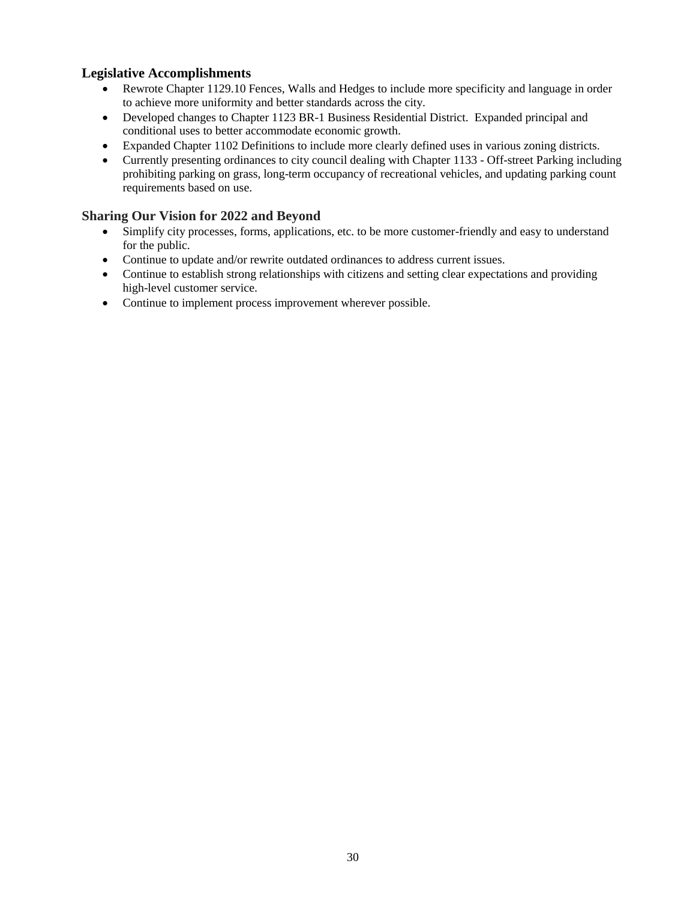## Legislative Accomplishments

- Rewrote Chapter 1129.10 Fences, Walls and Hedges to include more specificity and language in order to achieve more uniformity and better standards across the city.
- Developed changes to Chapter 1123 BR-1 Business Residential District. Expanded principal and conditional uses to better accommodate economic growth.
- Expanded Chapter 1102 Definitions to include more clearly defined uses in various zoning districts.
- Currently presenting ordinances to city council dealing with Chapter 1133 - Off-street Parking including prohibiting parking on grass, long-term occupancy of recreational vehicles, and updating parking count requirements based on use.

## Sharing Our Vision for 2022 and Beyond

- Simplify city processes, forms, applications, etc. to be more customer-friendly and easy to understand for the public.
- Continue to update and/or rewrite outdated ordinances to address current issues.
- Continue to establish strong relationships with citizens and setting clear expectations and providing high-level customer service.
- Continue to implement process improvement wherever possible.